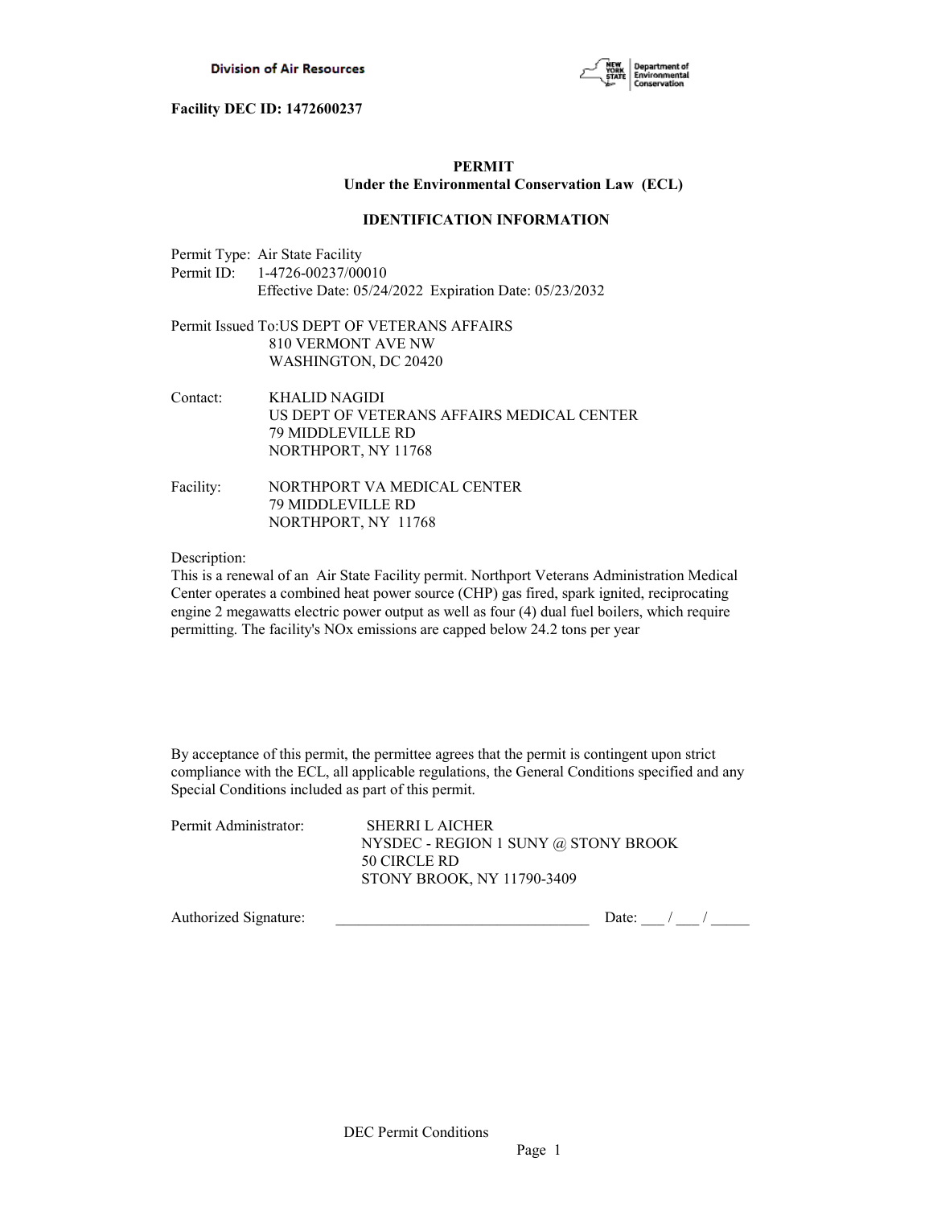Division of Air Resources

New York State Department of Environmental Conservation

**Facility DEC ID: 1472600237**

**PERMIT**
**Under the Environmental Conservation Law (ECL)**

**IDENTIFICATION INFORMATION**

Permit Type: Air State Facility
Permit ID: 1-4726-00237/00010
Effective Date: 05/24/2022 Expiration Date: 05/23/2032

Permit Issued To: US DEPT OF VETERANS AFFAIRS
810 VERMONT AVE NW
WASHINGTON, DC 20420

Contact: KHALID NAGIDI
US DEPT OF VETERANS AFFAIRS MEDICAL CENTER
79 MIDDLEVILLE RD
NORTHPORT, NY 11768

Facility: NORTHPORT VA MEDICAL CENTER
79 MIDDLEVILLE RD
NORTHPORT, NY 11768

Description:
This is a renewal of an Air State Facility permit. Northport Veterans Administration Medical Center operates a combined heat power source (CHP) gas fired, spark ignited, reciprocating engine 2 megawatts electric power output as well as four (4) dual fuel boilers, which require permitting. The facility's NOx emissions are capped below 24.2 tons per year

By acceptance of this permit, the permittee agrees that the permit is contingent upon strict compliance with the ECL, all applicable regulations, the General Conditions specified and any Special Conditions included as part of this permit.

Permit Administrator: SHERRI L AICHER
NYSDEC - REGION 1 SUNY @ STONY BROOK
50 CIRCLE RD
STONY BROOK, NY 11790-3409

Authorized Signature: _________________________________ Date: ___ / ___ / _____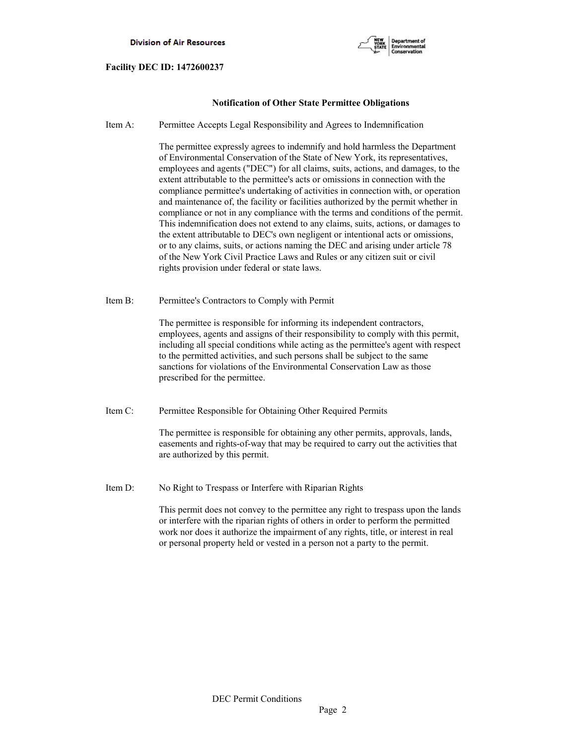**Facility DEC ID: 1472600237**

### Notification of Other State Permittee Obligations

Item A: Permittee Accepts Legal Responsibility and Agrees to Indemnification

The permittee expressly agrees to indemnify and hold harmless the Department of Environmental Conservation of the State of New York, its representatives, employees and agents ("DEC") for all claims, suits, actions, and damages, to the extent attributable to the permittee's acts or omissions in connection with the compliance permittee's undertaking of activities in connection with, or operation and maintenance of, the facility or facilities authorized by the permit whether in compliance or not in any compliance with the terms and conditions of the permit. This indemnification does not extend to any claims, suits, actions, or damages to the extent attributable to DEC's own negligent or intentional acts or omissions, or to any claims, suits, or actions naming the DEC and arising under article 78 of the New York Civil Practice Laws and Rules or any citizen suit or civil rights provision under federal or state laws.

Item B: Permittee's Contractors to Comply with Permit

The permittee is responsible for informing its independent contractors, employees, agents and assigns of their responsibility to comply with this permit, including all special conditions while acting as the permittee's agent with respect to the permitted activities, and such persons shall be subject to the same sanctions for violations of the Environmental Conservation Law as those prescribed for the permittee.

Item C: Permittee Responsible for Obtaining Other Required Permits

The permittee is responsible for obtaining any other permits, approvals, lands, easements and rights-of-way that may be required to carry out the activities that are authorized by this permit.

Item D: No Right to Trespass or Interfere with Riparian Rights

This permit does not convey to the permittee any right to trespass upon the lands or interfere with the riparian rights of others in order to perform the permitted work nor does it authorize the impairment of any rights, title, or interest in real or personal property held or vested in a person not a party to the permit.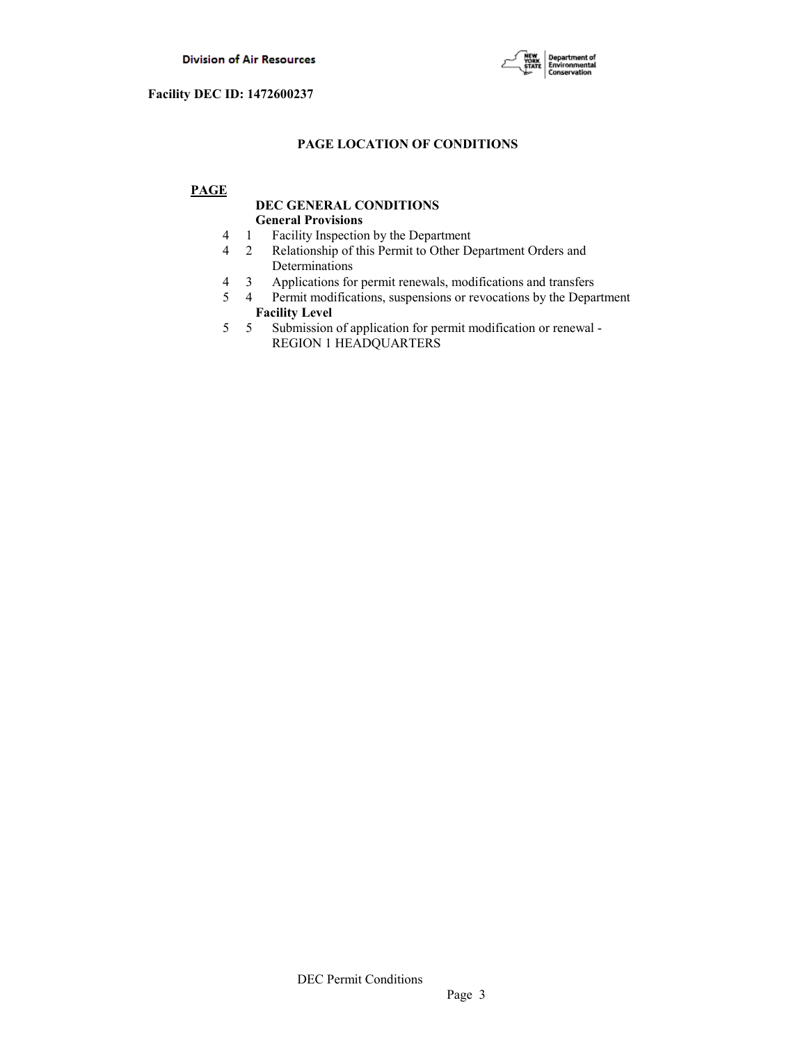Facility DEC ID: 1472600237

## PAGE LOCATION OF CONDITIONS

| PAGE | | |
|---|---|---|
| | | **DEC GENERAL CONDITIONS** |
| | | **General Provisions** |
| 4 | 1 | Facility Inspection by the Department |
| 4 | 2 | Relationship of this Permit to Other Department Orders and Determinations |
| 4 | 3 | Applications for permit renewals, modifications and transfers |
| 5 | 4 | Permit modifications, suspensions or revocations by the Department |
| | | **Facility Level** |
| 5 | 5 | Submission of application for permit modification or renewal - REGION 1 HEADQUARTERS |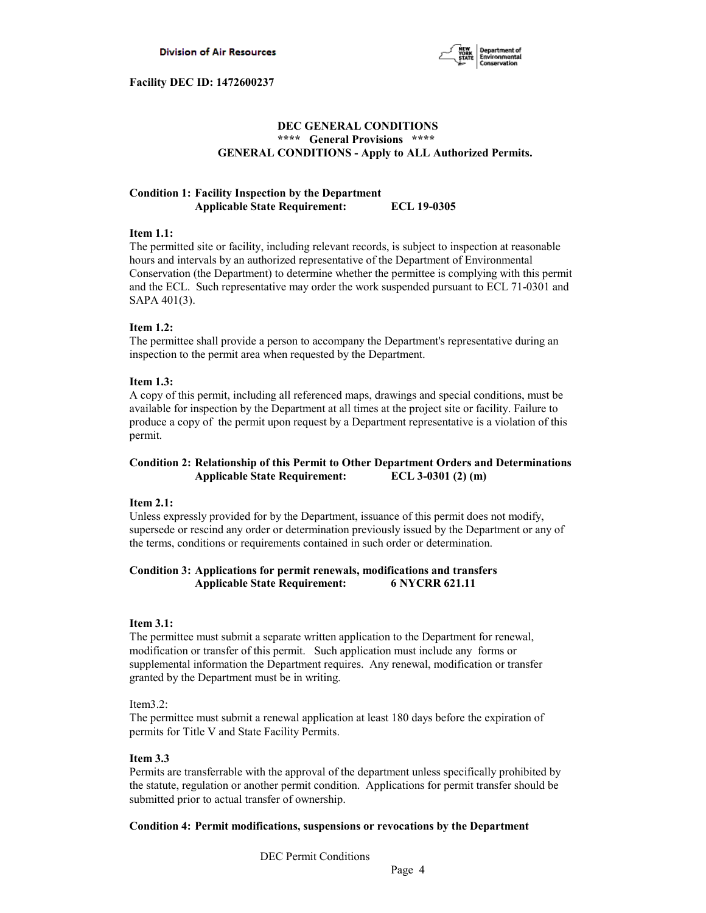**Facility DEC ID: 1472600237**

## DEC GENERAL CONDITIONS
### **** General Provisions ****
### GENERAL CONDITIONS - Apply to ALL Authorized Permits.

**Condition 1: Facility Inspection by the Department**
**Applicable State Requirement: ECL 19-0305**

**Item 1.1:**
The permitted site or facility, including relevant records, is subject to inspection at reasonable hours and intervals by an authorized representative of the Department of Environmental Conservation (the Department) to determine whether the permittee is complying with this permit and the ECL. Such representative may order the work suspended pursuant to ECL 71-0301 and SAPA 401(3).

**Item 1.2:**
The permittee shall provide a person to accompany the Department's representative during an inspection to the permit area when requested by the Department.

**Item 1.3:**
A copy of this permit, including all referenced maps, drawings and special conditions, must be available for inspection by the Department at all times at the project site or facility. Failure to produce a copy of the permit upon request by a Department representative is a violation of this permit.

**Condition 2: Relationship of this Permit to Other Department Orders and Determinations**
**Applicable State Requirement: ECL 3-0301 (2) (m)**

**Item 2.1:**
Unless expressly provided for by the Department, issuance of this permit does not modify, supersede or rescind any order or determination previously issued by the Department or any of the terms, conditions or requirements contained in such order or determination.

**Condition 3: Applications for permit renewals, modifications and transfers**
**Applicable State Requirement: 6 NYCRR 621.11**

**Item 3.1:**
The permittee must submit a separate written application to the Department for renewal, modification or transfer of this permit. Such application must include any forms or supplemental information the Department requires. Any renewal, modification or transfer granted by the Department must be in writing.

Item3.2:
The permittee must submit a renewal application at least 180 days before the expiration of permits for Title V and State Facility Permits.

**Item 3.3**
Permits are transferrable with the approval of the department unless specifically prohibited by the statute, regulation or another permit condition. Applications for permit transfer should be submitted prior to actual transfer of ownership.

**Condition 4: Permit modifications, suspensions or revocations by the Department**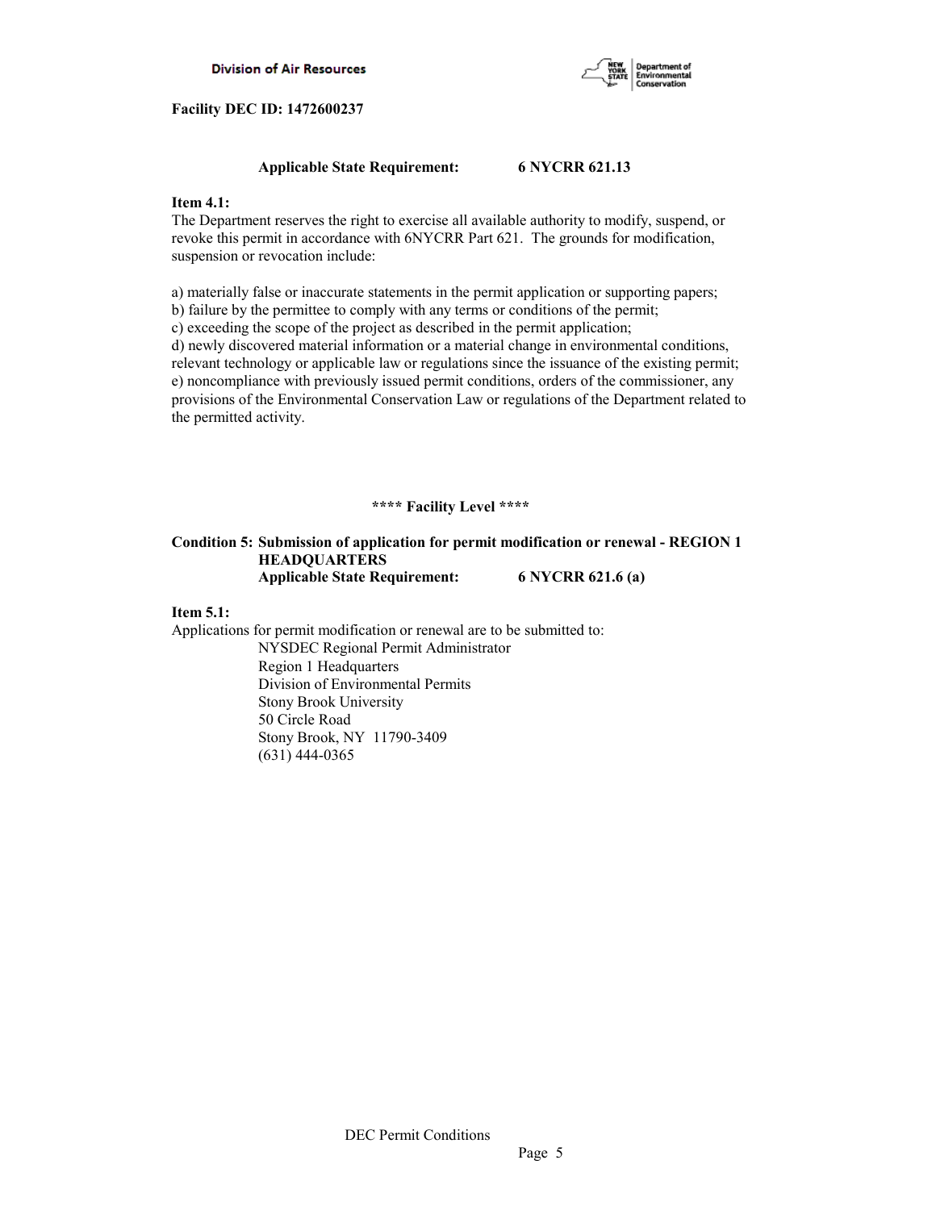**Facility DEC ID: 1472600237**

**Applicable State Requirement: 6 NYCRR 621.13**

**Item 4.1:**

The Department reserves the right to exercise all available authority to modify, suspend, or revoke this permit in accordance with 6NYCRR Part 621. The grounds for modification, suspension or revocation include:

a) materially false or inaccurate statements in the permit application or supporting papers;
b) failure by the permittee to comply with any terms or conditions of the permit;
c) exceeding the scope of the project as described in the permit application;
d) newly discovered material information or a material change in environmental conditions, relevant technology or applicable law or regulations since the issuance of the existing permit;
e) noncompliance with previously issued permit conditions, orders of the commissioner, any provisions of the Environmental Conservation Law or regulations of the Department related to the permitted activity.

**\*\*\*\* Facility Level \*\*\*\***

**Condition 5: Submission of application for permit modification or renewal - REGION 1 HEADQUARTERS**
**Applicable State Requirement: 6 NYCRR 621.6 (a)**

**Item 5.1:**

Applications for permit modification or renewal are to be submitted to:

NYSDEC Regional Permit Administrator
Region 1 Headquarters
Division of Environmental Permits
Stony Brook University
50 Circle Road
Stony Brook, NY 11790-3409
(631) 444-0365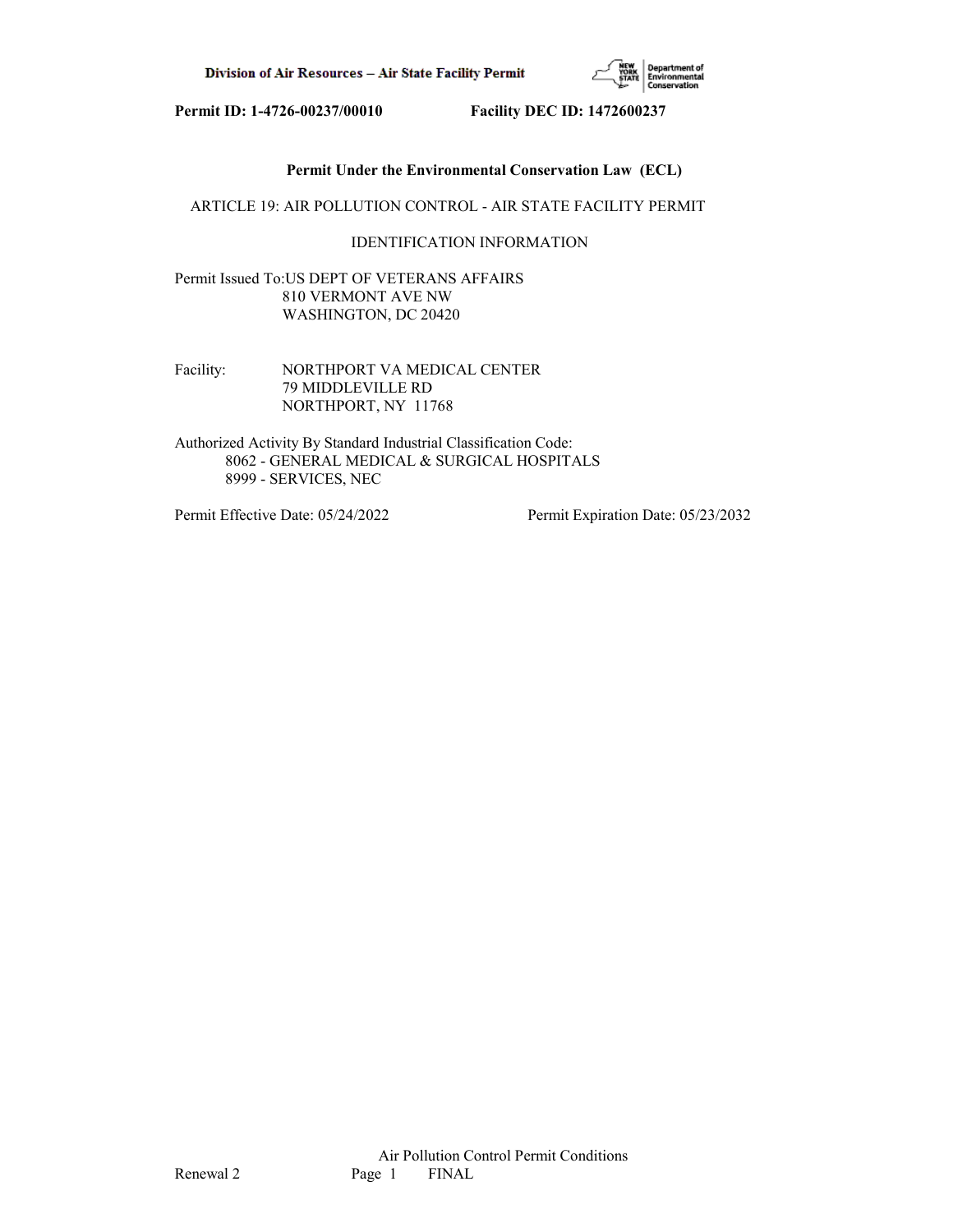**Permit ID: 1-4726-00237/00010 Facility DEC ID: 1472600237**

**Permit Under the Environmental Conservation Law (ECL)**

ARTICLE 19: AIR POLLUTION CONTROL - AIR STATE FACILITY PERMIT

IDENTIFICATION INFORMATION

Permit Issued To: US DEPT OF VETERANS AFFAIRS
810 VERMONT AVE NW
WASHINGTON, DC 20420

Facility: NORTHPORT VA MEDICAL CENTER
79 MIDDLEVILLE RD
NORTHPORT, NY 11768

Authorized Activity By Standard Industrial Classification Code:
8062 - GENERAL MEDICAL & SURGICAL HOSPITALS
8999 - SERVICES, NEC

Permit Effective Date: 05/24/2022 Permit Expiration Date: 05/23/2032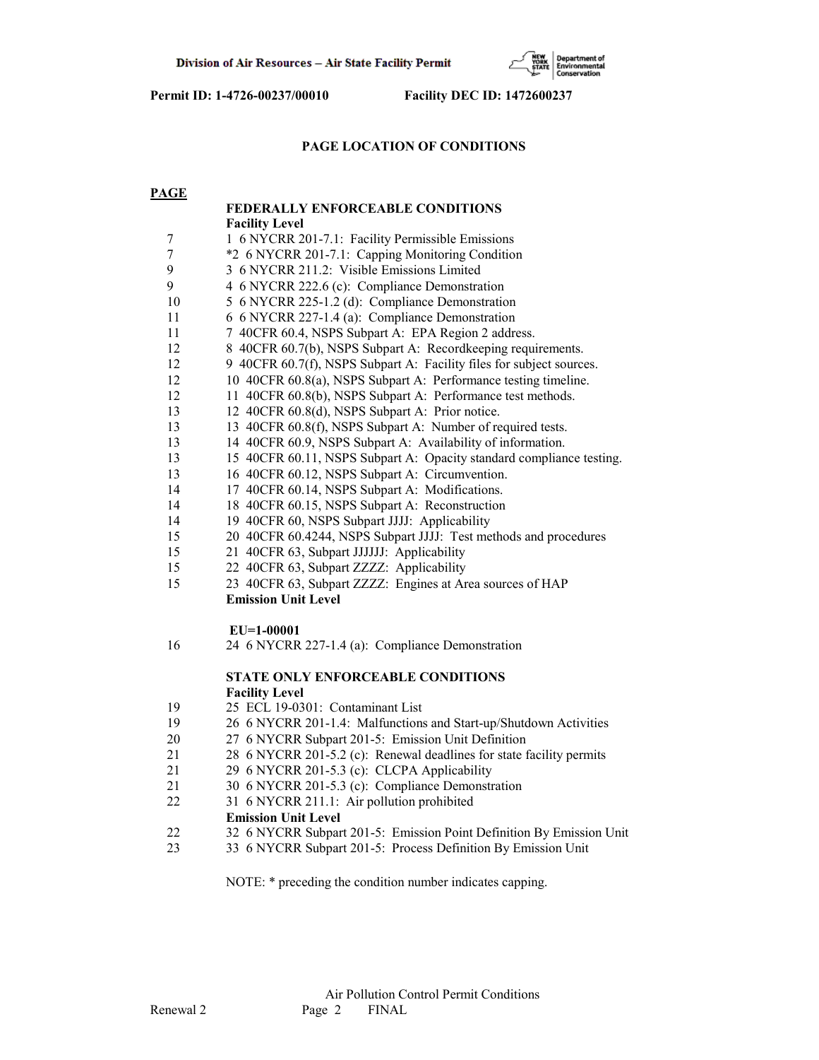Permit ID: 1-4726-00237/00010 Facility DEC ID: 1472600237

## PAGE LOCATION OF CONDITIONS

| PAGE | |
|---|---|
| | **FEDERALLY ENFORCEABLE CONDITIONS** |
| | **Facility Level** |
| 7 | 1 6 NYCRR 201-7.1: Facility Permissible Emissions |
| 7 | *2 6 NYCRR 201-7.1: Capping Monitoring Condition |
| 9 | 3 6 NYCRR 211.2: Visible Emissions Limited |
| 9 | 4 6 NYCRR 222.6 (c): Compliance Demonstration |
| 10 | 5 6 NYCRR 225-1.2 (d): Compliance Demonstration |
| 11 | 6 6 NYCRR 227-1.4 (a): Compliance Demonstration |
| 11 | 7 40CFR 60.4, NSPS Subpart A: EPA Region 2 address. |
| 12 | 8 40CFR 60.7(b), NSPS Subpart A: Recordkeeping requirements. |
| 12 | 9 40CFR 60.7(f), NSPS Subpart A: Facility files for subject sources. |
| 12 | 10 40CFR 60.8(a), NSPS Subpart A: Performance testing timeline. |
| 12 | 11 40CFR 60.8(b), NSPS Subpart A: Performance test methods. |
| 13 | 12 40CFR 60.8(d), NSPS Subpart A: Prior notice. |
| 13 | 13 40CFR 60.8(f), NSPS Subpart A: Number of required tests. |
| 13 | 14 40CFR 60.9, NSPS Subpart A: Availability of information. |
| 13 | 15 40CFR 60.11, NSPS Subpart A: Opacity standard compliance testing. |
| 13 | 16 40CFR 60.12, NSPS Subpart A: Circumvention. |
| 14 | 17 40CFR 60.14, NSPS Subpart A: Modifications. |
| 14 | 18 40CFR 60.15, NSPS Subpart A: Reconstruction |
| 14 | 19 40CFR 60, NSPS Subpart JJJJ: Applicability |
| 15 | 20 40CFR 60.4244, NSPS Subpart JJJJ: Test methods and procedures |
| 15 | 21 40CFR 63, Subpart JJJJJJ: Applicability |
| 15 | 22 40CFR 63, Subpart ZZZZ: Applicability |
| 15 | 23 40CFR 63, Subpart ZZZZ: Engines at Area sources of HAP |
| | **Emission Unit Level** |
| | **EU=1-00001** |
| 16 | 24 6 NYCRR 227-1.4 (a): Compliance Demonstration |
| | **STATE ONLY ENFORCEABLE CONDITIONS** |
| | **Facility Level** |
| 19 | 25 ECL 19-0301: Contaminant List |
| 19 | 26 6 NYCRR 201-1.4: Malfunctions and Start-up/Shutdown Activities |
| 20 | 27 6 NYCRR Subpart 201-5: Emission Unit Definition |
| 21 | 28 6 NYCRR 201-5.2 (c): Renewal deadlines for state facility permits |
| 21 | 29 6 NYCRR 201-5.3 (c): CLCPA Applicability |
| 21 | 30 6 NYCRR 201-5.3 (c): Compliance Demonstration |
| 22 | 31 6 NYCRR 211.1: Air pollution prohibited |
| | **Emission Unit Level** |
| 22 | 32 6 NYCRR Subpart 201-5: Emission Point Definition By Emission Unit |
| 23 | 33 6 NYCRR Subpart 201-5: Process Definition By Emission Unit |

NOTE: * preceding the condition number indicates capping.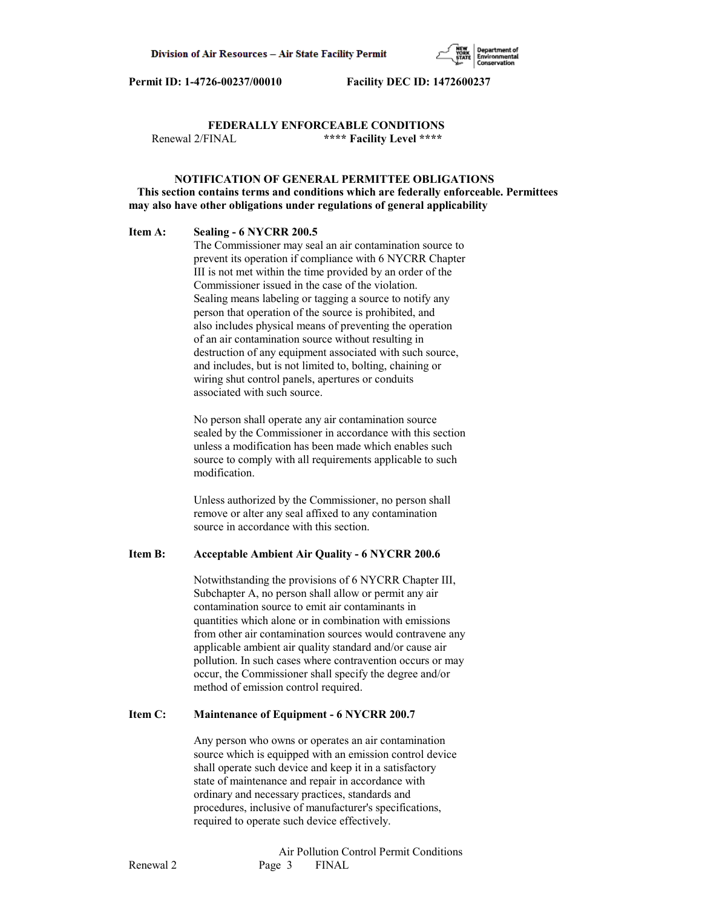## FEDERALLY ENFORCEABLE CONDITIONS

Renewal 2/FINAL **** Facility Level ****

### NOTIFICATION OF GENERAL PERMITTEE OBLIGATIONS

**This section contains terms and conditions which are federally enforceable. Permittees may also have other obligations under regulations of general applicability**

**Item A: Sealing - 6 NYCRR 200.5**

The Commissioner may seal an air contamination source to prevent its operation if compliance with 6 NYCRR Chapter III is not met within the time provided by an order of the Commissioner issued in the case of the violation. Sealing means labeling or tagging a source to notify any person that operation of the source is prohibited, and also includes physical means of preventing the operation of an air contamination source without resulting in destruction of any equipment associated with such source, and includes, but is not limited to, bolting, chaining or wiring shut control panels, apertures or conduits associated with such source.

No person shall operate any air contamination source sealed by the Commissioner in accordance with this section unless a modification has been made which enables such source to comply with all requirements applicable to such modification.

Unless authorized by the Commissioner, no person shall remove or alter any seal affixed to any contamination source in accordance with this section.

**Item B: Acceptable Ambient Air Quality - 6 NYCRR 200.6**

Notwithstanding the provisions of 6 NYCRR Chapter III, Subchapter A, no person shall allow or permit any air contamination source to emit air contaminants in quantities which alone or in combination with emissions from other air contamination sources would contravene any applicable ambient air quality standard and/or cause air pollution. In such cases where contravention occurs or may occur, the Commissioner shall specify the degree and/or method of emission control required.

**Item C: Maintenance of Equipment - 6 NYCRR 200.7**

Any person who owns or operates an air contamination source which is equipped with an emission control device shall operate such device and keep it in a satisfactory state of maintenance and repair in accordance with ordinary and necessary practices, standards and procedures, inclusive of manufacturer's specifications, required to operate such device effectively.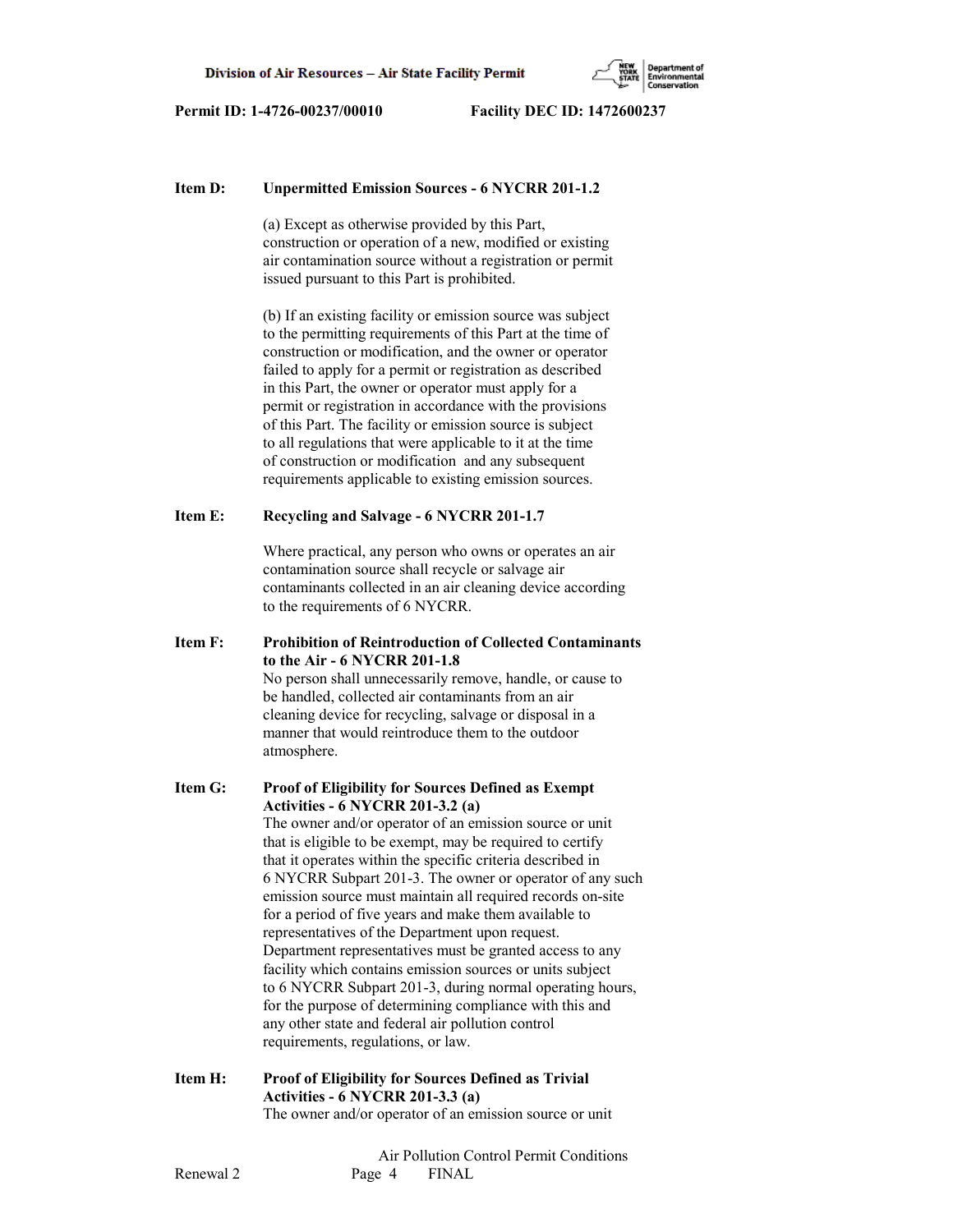**Item D: Unpermitted Emission Sources - 6 NYCRR 201-1.2**

(a) Except as otherwise provided by this Part, construction or operation of a new, modified or existing air contamination source without a registration or permit issued pursuant to this Part is prohibited.

(b) If an existing facility or emission source was subject to the permitting requirements of this Part at the time of construction or modification, and the owner or operator failed to apply for a permit or registration as described in this Part, the owner or operator must apply for a permit or registration in accordance with the provisions of this Part. The facility or emission source is subject to all regulations that were applicable to it at the time of construction or modification and any subsequent requirements applicable to existing emission sources.

**Item E: Recycling and Salvage - 6 NYCRR 201-1.7**

Where practical, any person who owns or operates an air contamination source shall recycle or salvage air contaminants collected in an air cleaning device according to the requirements of 6 NYCRR.

**Item F: Prohibition of Reintroduction of Collected Contaminants to the Air - 6 NYCRR 201-1.8**

No person shall unnecessarily remove, handle, or cause to be handled, collected air contaminants from an air cleaning device for recycling, salvage or disposal in a manner that would reintroduce them to the outdoor atmosphere.

**Item G: Proof of Eligibility for Sources Defined as Exempt Activities - 6 NYCRR 201-3.2 (a)**

The owner and/or operator of an emission source or unit that is eligible to be exempt, may be required to certify that it operates within the specific criteria described in 6 NYCRR Subpart 201-3. The owner or operator of any such emission source must maintain all required records on-site for a period of five years and make them available to representatives of the Department upon request. Department representatives must be granted access to any facility which contains emission sources or units subject to 6 NYCRR Subpart 201-3, during normal operating hours, for the purpose of determining compliance with this and any other state and federal air pollution control requirements, regulations, or law.

**Item H: Proof of Eligibility for Sources Defined as Trivial Activities - 6 NYCRR 201-3.3 (a)**

The owner and/or operator of an emission source or unit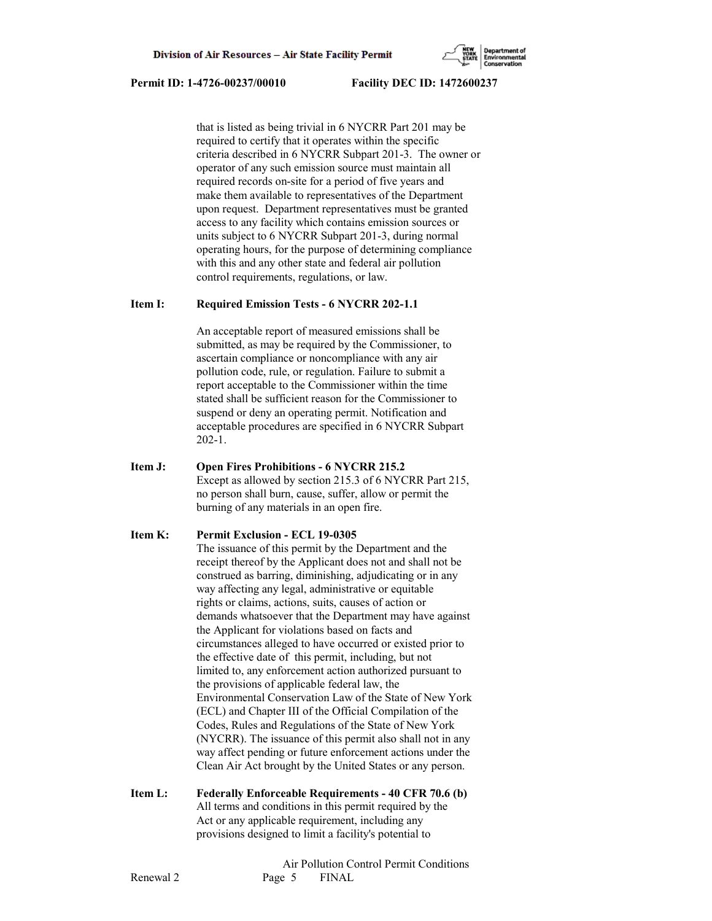that is listed as being trivial in 6 NYCRR Part 201 may be required to certify that it operates within the specific criteria described in 6 NYCRR Subpart 201-3. The owner or operator of any such emission source must maintain all required records on-site for a period of five years and make them available to representatives of the Department upon request. Department representatives must be granted access to any facility which contains emission sources or units subject to 6 NYCRR Subpart 201-3, during normal operating hours, for the purpose of determining compliance with this and any other state and federal air pollution control requirements, regulations, or law.

**Item I: Required Emission Tests - 6 NYCRR 202-1.1**

An acceptable report of measured emissions shall be submitted, as may be required by the Commissioner, to ascertain compliance or noncompliance with any air pollution code, rule, or regulation. Failure to submit a report acceptable to the Commissioner within the time stated shall be sufficient reason for the Commissioner to suspend or deny an operating permit. Notification and acceptable procedures are specified in 6 NYCRR Subpart 202-1.

**Item J: Open Fires Prohibitions - 6 NYCRR 215.2**

Except as allowed by section 215.3 of 6 NYCRR Part 215, no person shall burn, cause, suffer, allow or permit the burning of any materials in an open fire.

**Item K: Permit Exclusion - ECL 19-0305**

The issuance of this permit by the Department and the receipt thereof by the Applicant does not and shall not be construed as barring, diminishing, adjudicating or in any way affecting any legal, administrative or equitable rights or claims, actions, suits, causes of action or demands whatsoever that the Department may have against the Applicant for violations based on facts and circumstances alleged to have occurred or existed prior to the effective date of this permit, including, but not limited to, any enforcement action authorized pursuant to the provisions of applicable federal law, the Environmental Conservation Law of the State of New York (ECL) and Chapter III of the Official Compilation of the Codes, Rules and Regulations of the State of New York (NYCRR). The issuance of this permit also shall not in any way affect pending or future enforcement actions under the Clean Air Act brought by the United States or any person.

**Item L: Federally Enforceable Requirements - 40 CFR 70.6 (b)**

All terms and conditions in this permit required by the Act or any applicable requirement, including any provisions designed to limit a facility's potential to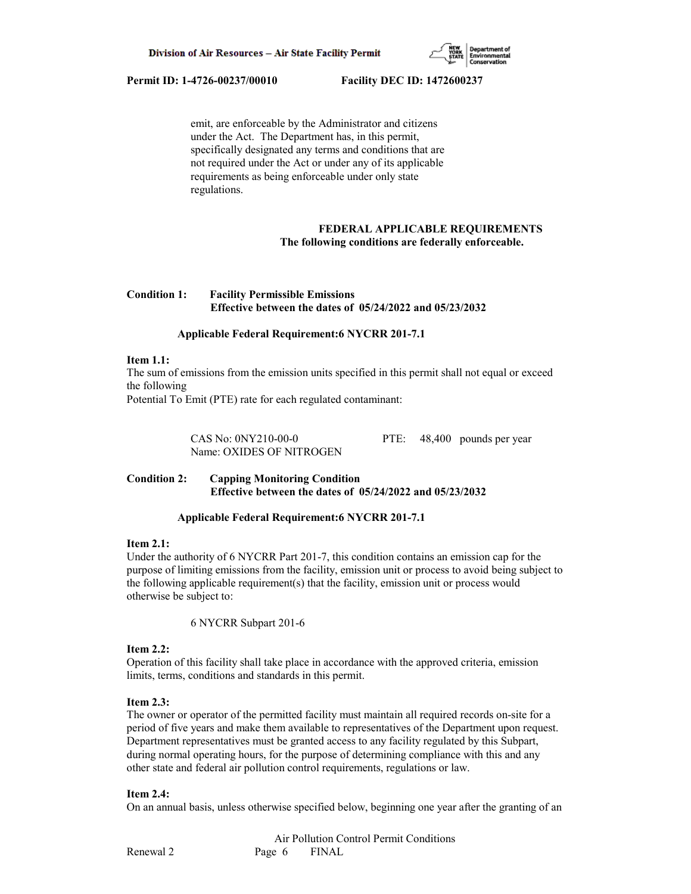emit, are enforceable by the Administrator and citizens under the Act. The Department has, in this permit, specifically designated any terms and conditions that are not required under the Act or under any of its applicable requirements as being enforceable under only state regulations.

**FEDERAL APPLICABLE REQUIREMENTS**
**The following conditions are federally enforceable.**

**Condition 1: Facility Permissible Emissions**
**Effective between the dates of 05/24/2022 and 05/23/2032**

**Applicable Federal Requirement:6 NYCRR 201-7.1**

**Item 1.1:**
The sum of emissions from the emission units specified in this permit shall not equal or exceed the following
Potential To Emit (PTE) rate for each regulated contaminant:

CAS No: 0NY210-00-0 PTE: 48,400 pounds per year
Name: OXIDES OF NITROGEN

**Condition 2: Capping Monitoring Condition**
**Effective between the dates of 05/24/2022 and 05/23/2032**

**Applicable Federal Requirement:6 NYCRR 201-7.1**

**Item 2.1:**
Under the authority of 6 NYCRR Part 201-7, this condition contains an emission cap for the purpose of limiting emissions from the facility, emission unit or process to avoid being subject to the following applicable requirement(s) that the facility, emission unit or process would otherwise be subject to:

6 NYCRR Subpart 201-6

**Item 2.2:**
Operation of this facility shall take place in accordance with the approved criteria, emission limits, terms, conditions and standards in this permit.

**Item 2.3:**
The owner or operator of the permitted facility must maintain all required records on-site for a period of five years and make them available to representatives of the Department upon request. Department representatives must be granted access to any facility regulated by this Subpart, during normal operating hours, for the purpose of determining compliance with this and any other state and federal air pollution control requirements, regulations or law.

**Item 2.4:**
On an annual basis, unless otherwise specified below, beginning one year after the granting of an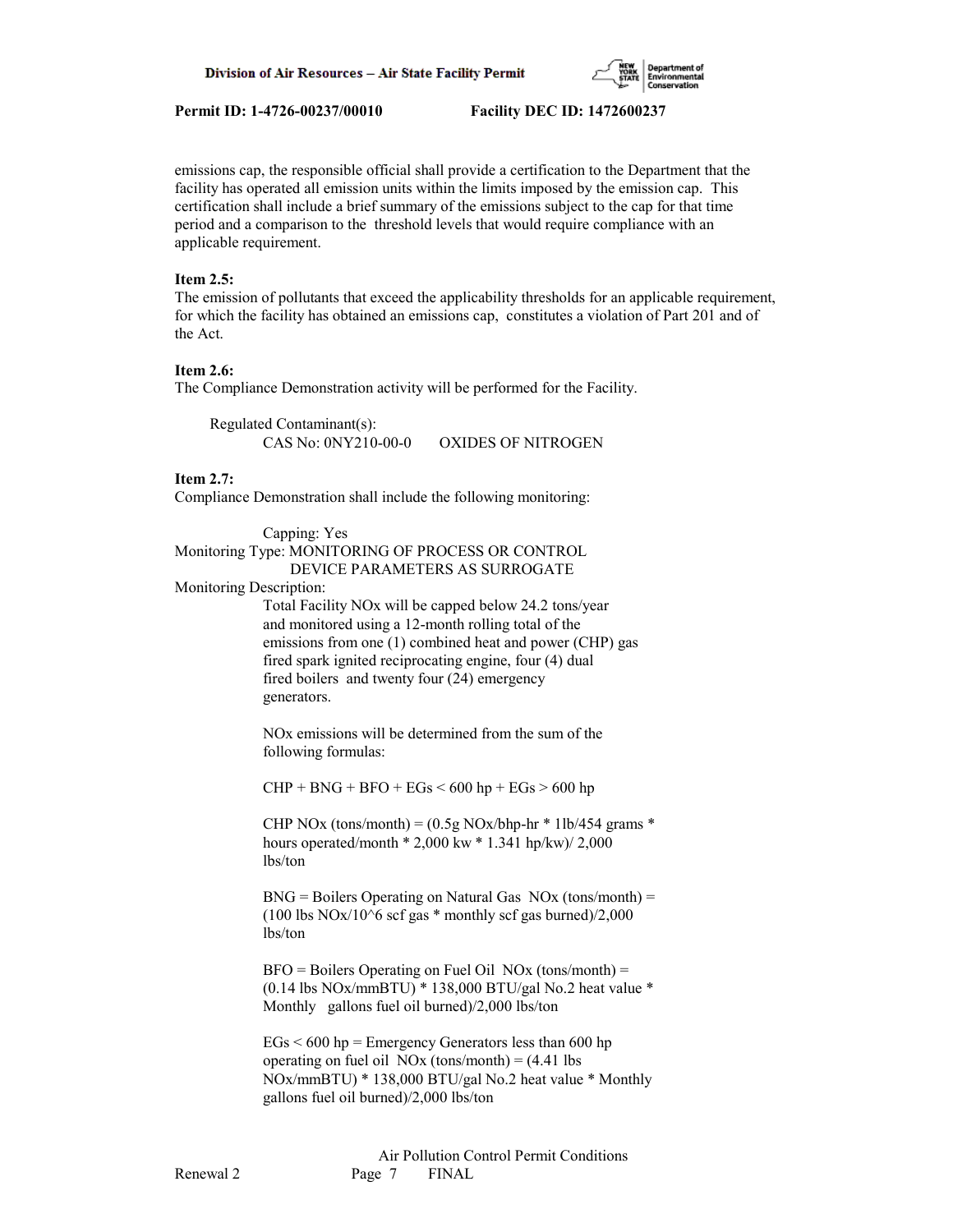emissions cap, the responsible official shall provide a certification to the Department that the facility has operated all emission units within the limits imposed by the emission cap. This certification shall include a brief summary of the emissions subject to the cap for that time period and a comparison to the threshold levels that would require compliance with an applicable requirement.

**Item 2.5:**
The emission of pollutants that exceed the applicability thresholds for an applicable requirement, for which the facility has obtained an emissions cap, constitutes a violation of Part 201 and of the Act.

**Item 2.6:**
The Compliance Demonstration activity will be performed for the Facility.

Regulated Contaminant(s):
CAS No: 0NY210-00-0 OXIDES OF NITROGEN

**Item 2.7:**
Compliance Demonstration shall include the following monitoring:

Capping: Yes
Monitoring Type: MONITORING OF PROCESS OR CONTROL DEVICE PARAMETERS AS SURROGATE
Monitoring Description:

Total Facility NOx will be capped below 24.2 tons/year and monitored using a 12-month rolling total of the emissions from one (1) combined heat and power (CHP) gas fired spark ignited reciprocating engine, four (4) dual fired boilers and twenty four (24) emergency generators.

NOx emissions will be determined from the sum of the following formulas:

CHP + BNG + BFO + EGs < 600 hp + EGs > 600 hp

CHP NOx (tons/month) = (0.5g NOx/bhp-hr * 1lb/454 grams * hours operated/month * 2,000 kw * 1.341 hp/kw)/ 2,000 lbs/ton

BNG = Boilers Operating on Natural Gas NOx (tons/month) = (100 lbs NOx/10^6 scf gas * monthly scf gas burned)/2,000 lbs/ton

BFO = Boilers Operating on Fuel Oil NOx (tons/month) = (0.14 lbs NOx/mmBTU) * 138,000 BTU/gal No.2 heat value * Monthly gallons fuel oil burned)/2,000 lbs/ton

EGs < 600 hp = Emergency Generators less than 600 hp operating on fuel oil NOx (tons/month) = (4.41 lbs NOx/mmBTU) * 138,000 BTU/gal No.2 heat value * Monthly gallons fuel oil burned)/2,000 lbs/ton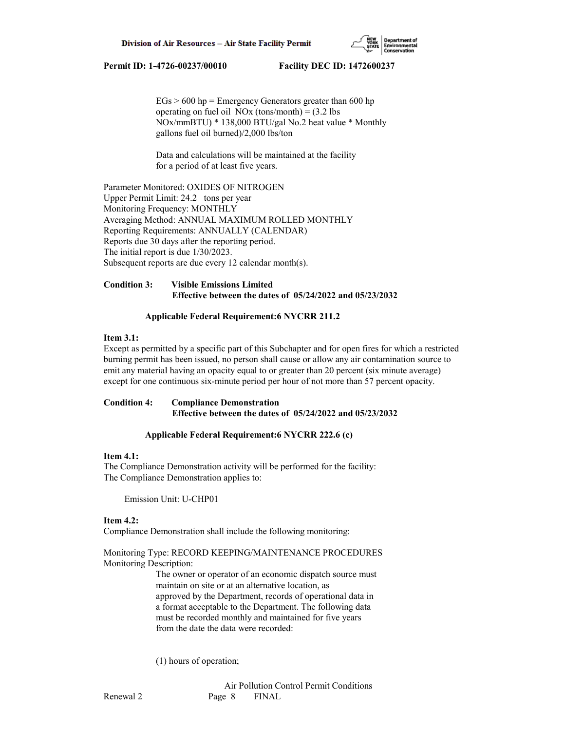EGs > 600 hp = Emergency Generators greater than 600 hp operating on fuel oil NOx (tons/month) = (3.2 lbs NOx/mmBTU) * 138,000 BTU/gal No.2 heat value * Monthly gallons fuel oil burned)/2,000 lbs/ton

Data and calculations will be maintained at the facility for a period of at least five years.

Parameter Monitored: OXIDES OF NITROGEN
Upper Permit Limit: 24.2 tons per year
Monitoring Frequency: MONTHLY
Averaging Method: ANNUAL MAXIMUM ROLLED MONTHLY
Reporting Requirements: ANNUALLY (CALENDAR)
Reports due 30 days after the reporting period.
The initial report is due 1/30/2023.
Subsequent reports are due every 12 calendar month(s).

**Condition 3: Visible Emissions Limited**
**Effective between the dates of 05/24/2022 and 05/23/2032**

**Applicable Federal Requirement:6 NYCRR 211.2**

**Item 3.1:**
Except as permitted by a specific part of this Subchapter and for open fires for which a restricted burning permit has been issued, no person shall cause or allow any air contamination source to emit any material having an opacity equal to or greater than 20 percent (six minute average) except for one continuous six-minute period per hour of not more than 57 percent opacity.

**Condition 4: Compliance Demonstration**
**Effective between the dates of 05/24/2022 and 05/23/2032**

**Applicable Federal Requirement:6 NYCRR 222.6 (c)**

**Item 4.1:**
The Compliance Demonstration activity will be performed for the facility:
The Compliance Demonstration applies to:

Emission Unit: U-CHP01

**Item 4.2:**
Compliance Demonstration shall include the following monitoring:

Monitoring Type: RECORD KEEPING/MAINTENANCE PROCEDURES
Monitoring Description:
The owner or operator of an economic dispatch source must maintain on site or at an alternative location, as approved by the Department, records of operational data in a format acceptable to the Department. The following data must be recorded monthly and maintained for five years from the date the data were recorded:

(1) hours of operation;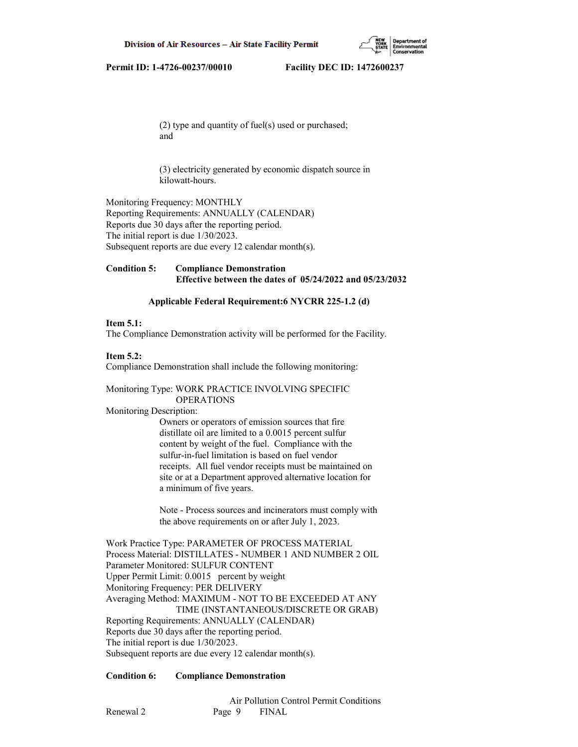(2) type and quantity of fuel(s) used or purchased; and

(3) electricity generated by economic dispatch source in kilowatt-hours.

Monitoring Frequency: MONTHLY
Reporting Requirements: ANNUALLY (CALENDAR)
Reports due 30 days after the reporting period.
The initial report is due 1/30/2023.
Subsequent reports are due every 12 calendar month(s).

**Condition 5: Compliance Demonstration**
**Effective between the dates of 05/24/2022 and 05/23/2032**

**Applicable Federal Requirement:6 NYCRR 225-1.2 (d)**

**Item 5.1:**
The Compliance Demonstration activity will be performed for the Facility.

**Item 5.2:**
Compliance Demonstration shall include the following monitoring:

Monitoring Type: WORK PRACTICE INVOLVING SPECIFIC OPERATIONS
Monitoring Description:

Owners or operators of emission sources that fire distillate oil are limited to a 0.0015 percent sulfur content by weight of the fuel. Compliance with the sulfur-in-fuel limitation is based on fuel vendor receipts. All fuel vendor receipts must be maintained on site or at a Department approved alternative location for a minimum of five years.

Note - Process sources and incinerators must comply with the above requirements on or after July 1, 2023.

Work Practice Type: PARAMETER OF PROCESS MATERIAL
Process Material: DISTILLATES - NUMBER 1 AND NUMBER 2 OIL
Parameter Monitored: SULFUR CONTENT
Upper Permit Limit: 0.0015 percent by weight
Monitoring Frequency: PER DELIVERY
Averaging Method: MAXIMUM - NOT TO BE EXCEEDED AT ANY TIME (INSTANTANEOUS/DISCRETE OR GRAB)
Reporting Requirements: ANNUALLY (CALENDAR)
Reports due 30 days after the reporting period.
The initial report is due 1/30/2023.
Subsequent reports are due every 12 calendar month(s).

**Condition 6: Compliance Demonstration**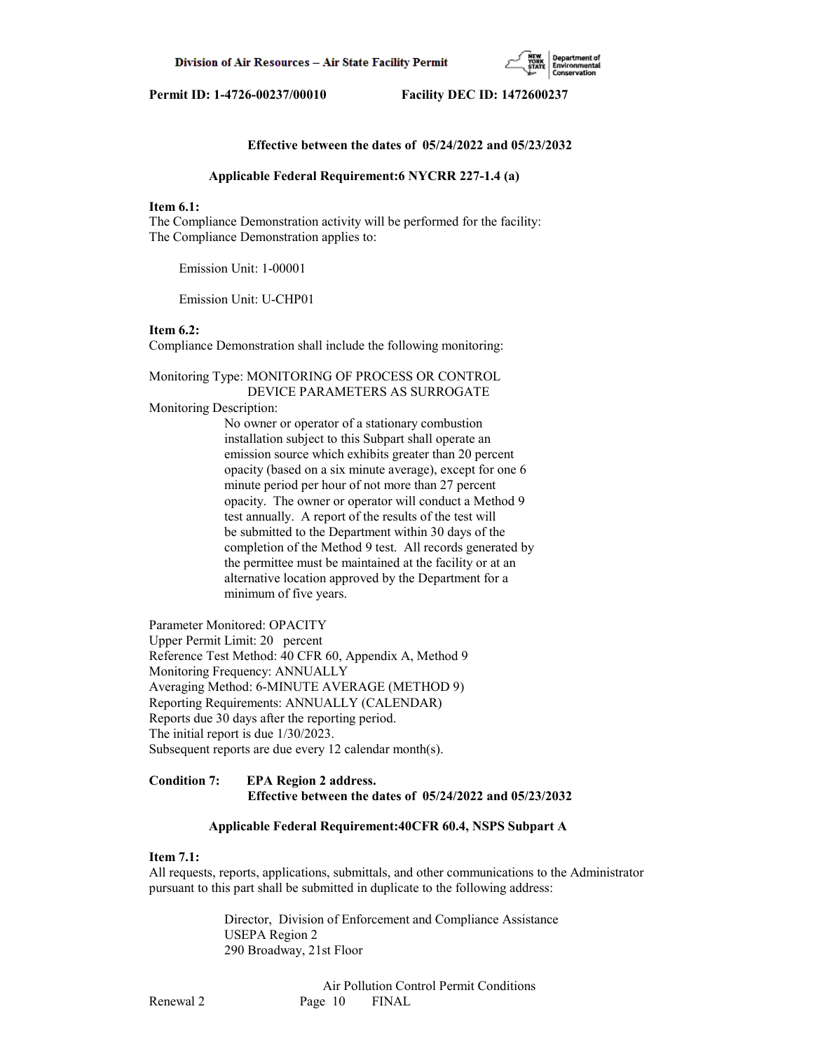Effective between the dates of 05/24/2022 and 05/23/2032

**Applicable Federal Requirement:6 NYCRR 227-1.4 (a)**

**Item 6.1:**
The Compliance Demonstration activity will be performed for the facility:
The Compliance Demonstration applies to:

Emission Unit: 1-00001

Emission Unit: U-CHP01

**Item 6.2:**
Compliance Demonstration shall include the following monitoring:

Monitoring Type: MONITORING OF PROCESS OR CONTROL DEVICE PARAMETERS AS SURROGATE
Monitoring Description:
No owner or operator of a stationary combustion installation subject to this Subpart shall operate an emission source which exhibits greater than 20 percent opacity (based on a six minute average), except for one 6 minute period per hour of not more than 27 percent opacity. The owner or operator will conduct a Method 9 test annually. A report of the results of the test will be submitted to the Department within 30 days of the completion of the Method 9 test. All records generated by the permittee must be maintained at the facility or at an alternative location approved by the Department for a minimum of five years.

Parameter Monitored: OPACITY
Upper Permit Limit: 20 percent
Reference Test Method: 40 CFR 60, Appendix A, Method 9
Monitoring Frequency: ANNUALLY
Averaging Method: 6-MINUTE AVERAGE (METHOD 9)
Reporting Requirements: ANNUALLY (CALENDAR)
Reports due 30 days after the reporting period.
The initial report is due 1/30/2023.
Subsequent reports are due every 12 calendar month(s).

**Condition 7: EPA Region 2 address.**
**Effective between the dates of 05/24/2022 and 05/23/2032**

**Applicable Federal Requirement:40CFR 60.4, NSPS Subpart A**

**Item 7.1:**
All requests, reports, applications, submittals, and other communications to the Administrator pursuant to this part shall be submitted in duplicate to the following address:

Director, Division of Enforcement and Compliance Assistance
USEPA Region 2
290 Broadway, 21st Floor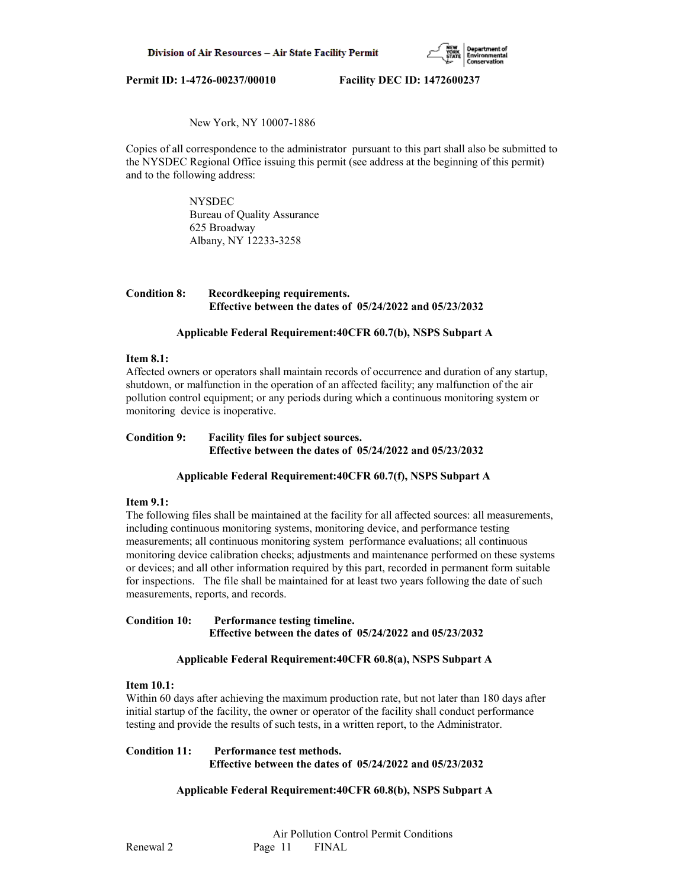New York, NY 10007-1886

Copies of all correspondence to the administrator pursuant to this part shall also be submitted to the NYSDEC Regional Office issuing this permit (see address at the beginning of this permit) and to the following address:

NYSDEC
Bureau of Quality Assurance
625 Broadway
Albany, NY 12233-3258

**Condition 8: Recordkeeping requirements.**
**Effective between the dates of 05/24/2022 and 05/23/2032**

**Applicable Federal Requirement:40CFR 60.7(b), NSPS Subpart A**

**Item 8.1:**
Affected owners or operators shall maintain records of occurrence and duration of any startup, shutdown, or malfunction in the operation of an affected facility; any malfunction of the air pollution control equipment; or any periods during which a continuous monitoring system or monitoring device is inoperative.

**Condition 9: Facility files for subject sources.**
**Effective between the dates of 05/24/2022 and 05/23/2032**

**Applicable Federal Requirement:40CFR 60.7(f), NSPS Subpart A**

**Item 9.1:**
The following files shall be maintained at the facility for all affected sources: all measurements, including continuous monitoring systems, monitoring device, and performance testing measurements; all continuous monitoring system performance evaluations; all continuous monitoring device calibration checks; adjustments and maintenance performed on these systems or devices; and all other information required by this part, recorded in permanent form suitable for inspections. The file shall be maintained for at least two years following the date of such measurements, reports, and records.

**Condition 10: Performance testing timeline.**
**Effective between the dates of 05/24/2022 and 05/23/2032**

**Applicable Federal Requirement:40CFR 60.8(a), NSPS Subpart A**

**Item 10.1:**
Within 60 days after achieving the maximum production rate, but not later than 180 days after initial startup of the facility, the owner or operator of the facility shall conduct performance testing and provide the results of such tests, in a written report, to the Administrator.

**Condition 11: Performance test methods.**
**Effective between the dates of 05/24/2022 and 05/23/2032**

**Applicable Federal Requirement:40CFR 60.8(b), NSPS Subpart A**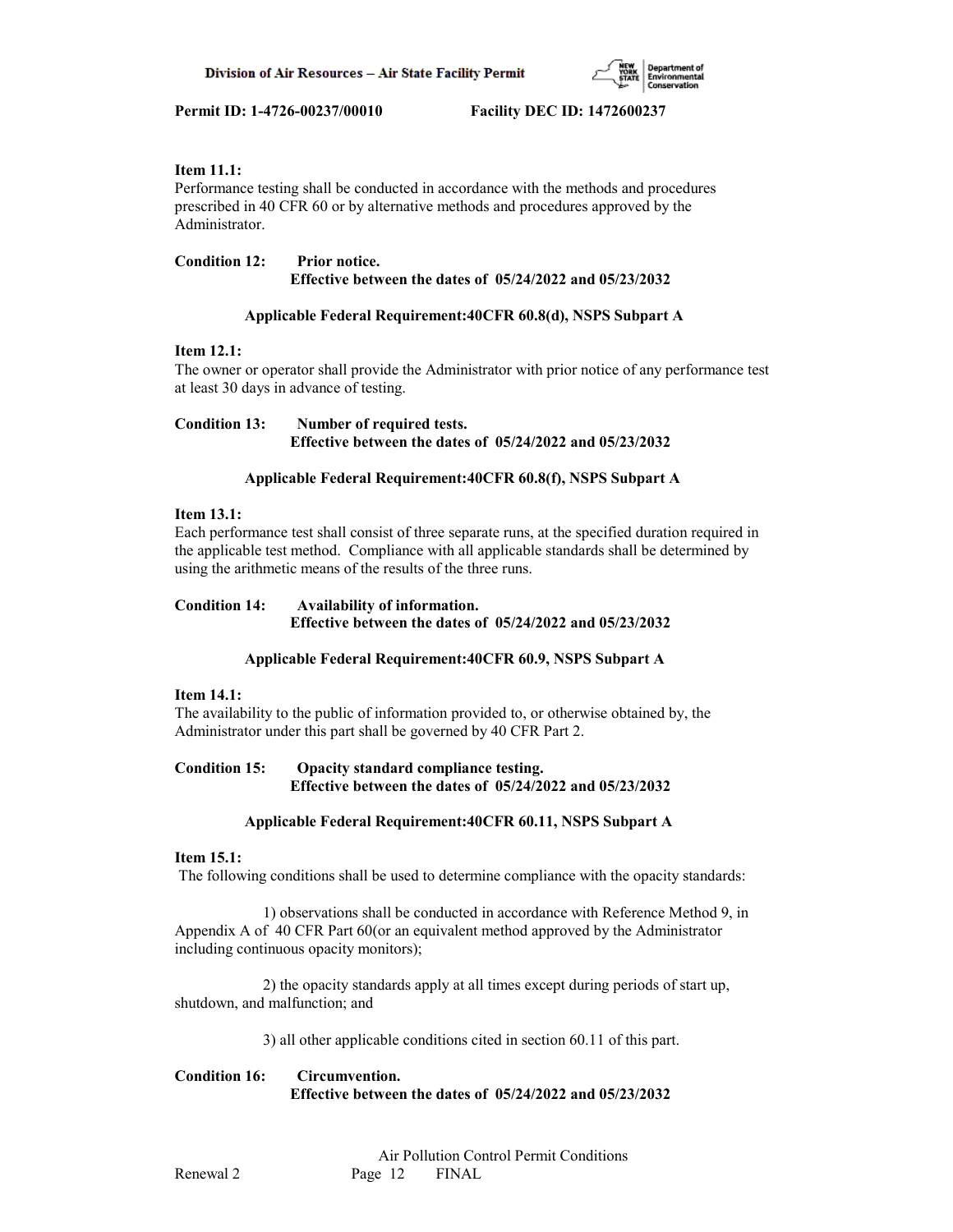**Item 11.1:**
Performance testing shall be conducted in accordance with the methods and procedures prescribed in 40 CFR 60 or by alternative methods and procedures approved by the Administrator.

**Condition 12: Prior notice.**
**Effective between the dates of 05/24/2022 and 05/23/2032**

**Applicable Federal Requirement:40CFR 60.8(d), NSPS Subpart A**

**Item 12.1:**
The owner or operator shall provide the Administrator with prior notice of any performance test at least 30 days in advance of testing.

**Condition 13: Number of required tests.**
**Effective between the dates of 05/24/2022 and 05/23/2032**

**Applicable Federal Requirement:40CFR 60.8(f), NSPS Subpart A**

**Item 13.1:**
Each performance test shall consist of three separate runs, at the specified duration required in the applicable test method. Compliance with all applicable standards shall be determined by using the arithmetic means of the results of the three runs.

**Condition 14: Availability of information.**
**Effective between the dates of 05/24/2022 and 05/23/2032**

**Applicable Federal Requirement:40CFR 60.9, NSPS Subpart A**

**Item 14.1:**
The availability to the public of information provided to, or otherwise obtained by, the Administrator under this part shall be governed by 40 CFR Part 2.

**Condition 15: Opacity standard compliance testing.**
**Effective between the dates of 05/24/2022 and 05/23/2032**

**Applicable Federal Requirement:40CFR 60.11, NSPS Subpart A**

**Item 15.1:**
The following conditions shall be used to determine compliance with the opacity standards:

1) observations shall be conducted in accordance with Reference Method 9, in Appendix A of 40 CFR Part 60(or an equivalent method approved by the Administrator including continuous opacity monitors);

2) the opacity standards apply at all times except during periods of start up, shutdown, and malfunction; and

3) all other applicable conditions cited in section 60.11 of this part.

**Condition 16: Circumvention.**
**Effective between the dates of 05/24/2022 and 05/23/2032**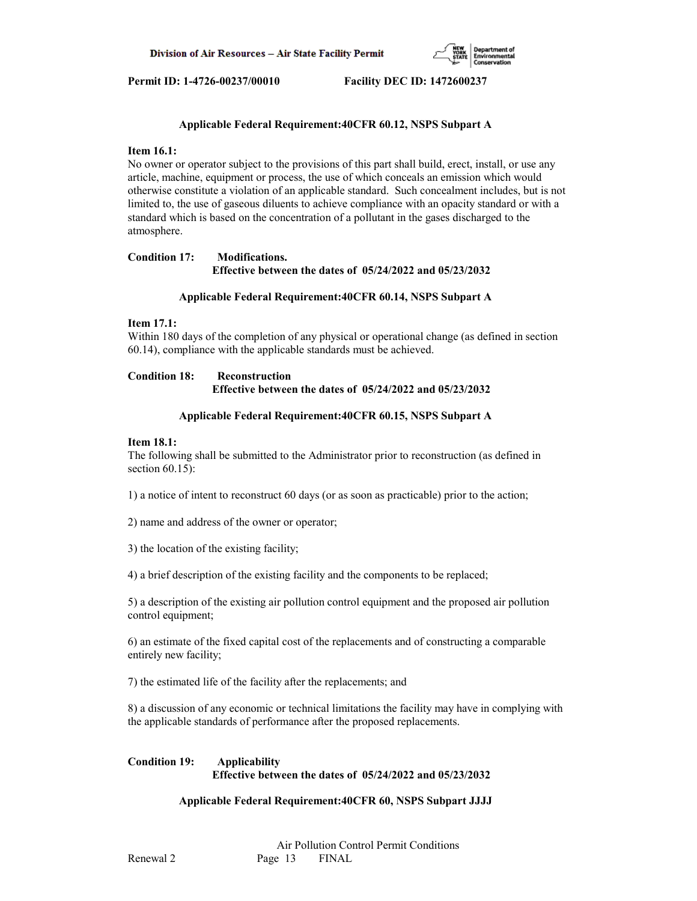**Applicable Federal Requirement:40CFR 60.12, NSPS Subpart A**

**Item 16.1:**
No owner or operator subject to the provisions of this part shall build, erect, install, or use any article, machine, equipment or process, the use of which conceals an emission which would otherwise constitute a violation of an applicable standard. Such concealment includes, but is not limited to, the use of gaseous diluents to achieve compliance with an opacity standard or with a standard which is based on the concentration of a pollutant in the gases discharged to the atmosphere.

**Condition 17: Modifications.**
**Effective between the dates of 05/24/2022 and 05/23/2032**

**Applicable Federal Requirement:40CFR 60.14, NSPS Subpart A**

**Item 17.1:**
Within 180 days of the completion of any physical or operational change (as defined in section 60.14), compliance with the applicable standards must be achieved.

**Condition 18: Reconstruction**
**Effective between the dates of 05/24/2022 and 05/23/2032**

**Applicable Federal Requirement:40CFR 60.15, NSPS Subpart A**

**Item 18.1:**
The following shall be submitted to the Administrator prior to reconstruction (as defined in section 60.15):

1) a notice of intent to reconstruct 60 days (or as soon as practicable) prior to the action;

2) name and address of the owner or operator;

3) the location of the existing facility;

4) a brief description of the existing facility and the components to be replaced;

5) a description of the existing air pollution control equipment and the proposed air pollution control equipment;

6) an estimate of the fixed capital cost of the replacements and of constructing a comparable entirely new facility;

7) the estimated life of the facility after the replacements; and

8) a discussion of any economic or technical limitations the facility may have in complying with the applicable standards of performance after the proposed replacements.

**Condition 19: Applicability**
**Effective between the dates of 05/24/2022 and 05/23/2032**

**Applicable Federal Requirement:40CFR 60, NSPS Subpart JJJJ**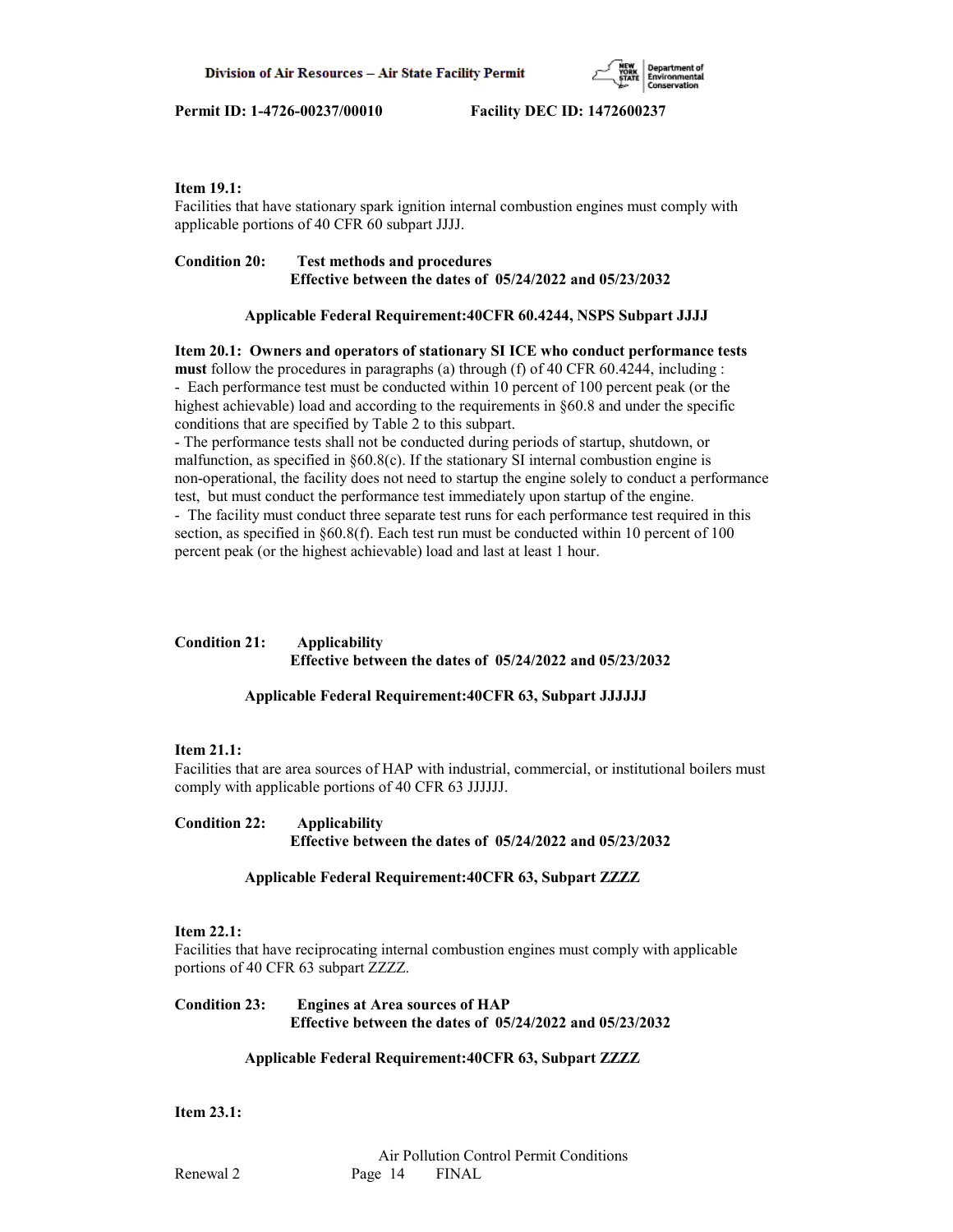**Item 19.1:**
Facilities that have stationary spark ignition internal combustion engines must comply with applicable portions of 40 CFR 60 subpart JJJJ.

**Condition 20: Test methods and procedures**
**Effective between the dates of 05/24/2022 and 05/23/2032**

**Applicable Federal Requirement:40CFR 60.4244, NSPS Subpart JJJJ**

**Item 20.1: Owners and operators of stationary SI ICE who conduct performance tests must** follow the procedures in paragraphs (a) through (f) of 40 CFR 60.4244, including :
- Each performance test must be conducted within 10 percent of 100 percent peak (or the highest achievable) load and according to the requirements in §60.8 and under the specific conditions that are specified by Table 2 to this subpart.
- The performance tests shall not be conducted during periods of startup, shutdown, or malfunction, as specified in §60.8(c). If the stationary SI internal combustion engine is non-operational, the facility does not need to startup the engine solely to conduct a performance test, but must conduct the performance test immediately upon startup of the engine.
- The facility must conduct three separate test runs for each performance test required in this section, as specified in §60.8(f). Each test run must be conducted within 10 percent of 100 percent peak (or the highest achievable) load and last at least 1 hour.

**Condition 21: Applicability**
**Effective between the dates of 05/24/2022 and 05/23/2032**

**Applicable Federal Requirement:40CFR 63, Subpart JJJJJJ**

**Item 21.1:**
Facilities that are area sources of HAP with industrial, commercial, or institutional boilers must comply with applicable portions of 40 CFR 63 JJJJJJ.

**Condition 22: Applicability**
**Effective between the dates of 05/24/2022 and 05/23/2032**

**Applicable Federal Requirement:40CFR 63, Subpart ZZZZ**

**Item 22.1:**
Facilities that have reciprocating internal combustion engines must comply with applicable portions of 40 CFR 63 subpart ZZZZ.

**Condition 23: Engines at Area sources of HAP**
**Effective between the dates of 05/24/2022 and 05/23/2032**

**Applicable Federal Requirement:40CFR 63, Subpart ZZZZ**

**Item 23.1:**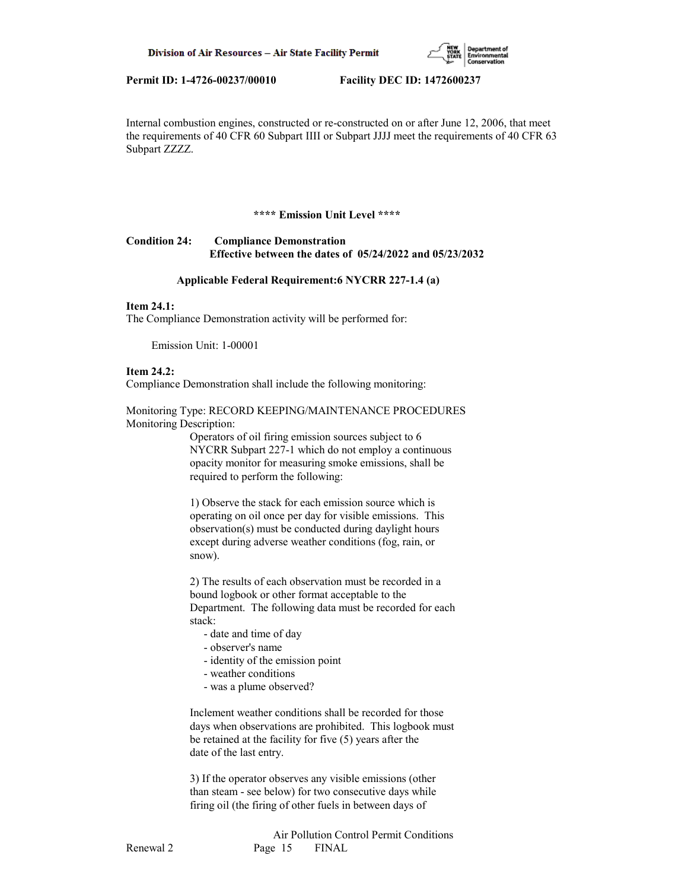Internal combustion engines, constructed or re-constructed on or after June 12, 2006, that meet the requirements of 40 CFR 60 Subpart IIII or Subpart JJJJ meet the requirements of 40 CFR 63 Subpart ZZZZ.

**\*\*\*\* Emission Unit Level \*\*\*\***

**Condition 24: Compliance Demonstration**
**Effective between the dates of 05/24/2022 and 05/23/2032**

**Applicable Federal Requirement:6 NYCRR 227-1.4 (a)**

**Item 24.1:**
The Compliance Demonstration activity will be performed for:

Emission Unit: 1-00001

**Item 24.2:**
Compliance Demonstration shall include the following monitoring:

Monitoring Type: RECORD KEEPING/MAINTENANCE PROCEDURES
Monitoring Description:

Operators of oil firing emission sources subject to 6 NYCRR Subpart 227-1 which do not employ a continuous opacity monitor for measuring smoke emissions, shall be required to perform the following:

1) Observe the stack for each emission source which is operating on oil once per day for visible emissions. This observation(s) must be conducted during daylight hours except during adverse weather conditions (fog, rain, or snow).

2) The results of each observation must be recorded in a bound logbook or other format acceptable to the Department. The following data must be recorded for each stack:

- date and time of day
- observer's name
- identity of the emission point
- weather conditions
- was a plume observed?

Inclement weather conditions shall be recorded for those days when observations are prohibited. This logbook must be retained at the facility for five (5) years after the date of the last entry.

3) If the operator observes any visible emissions (other than steam - see below) for two consecutive days while firing oil (the firing of other fuels in between days of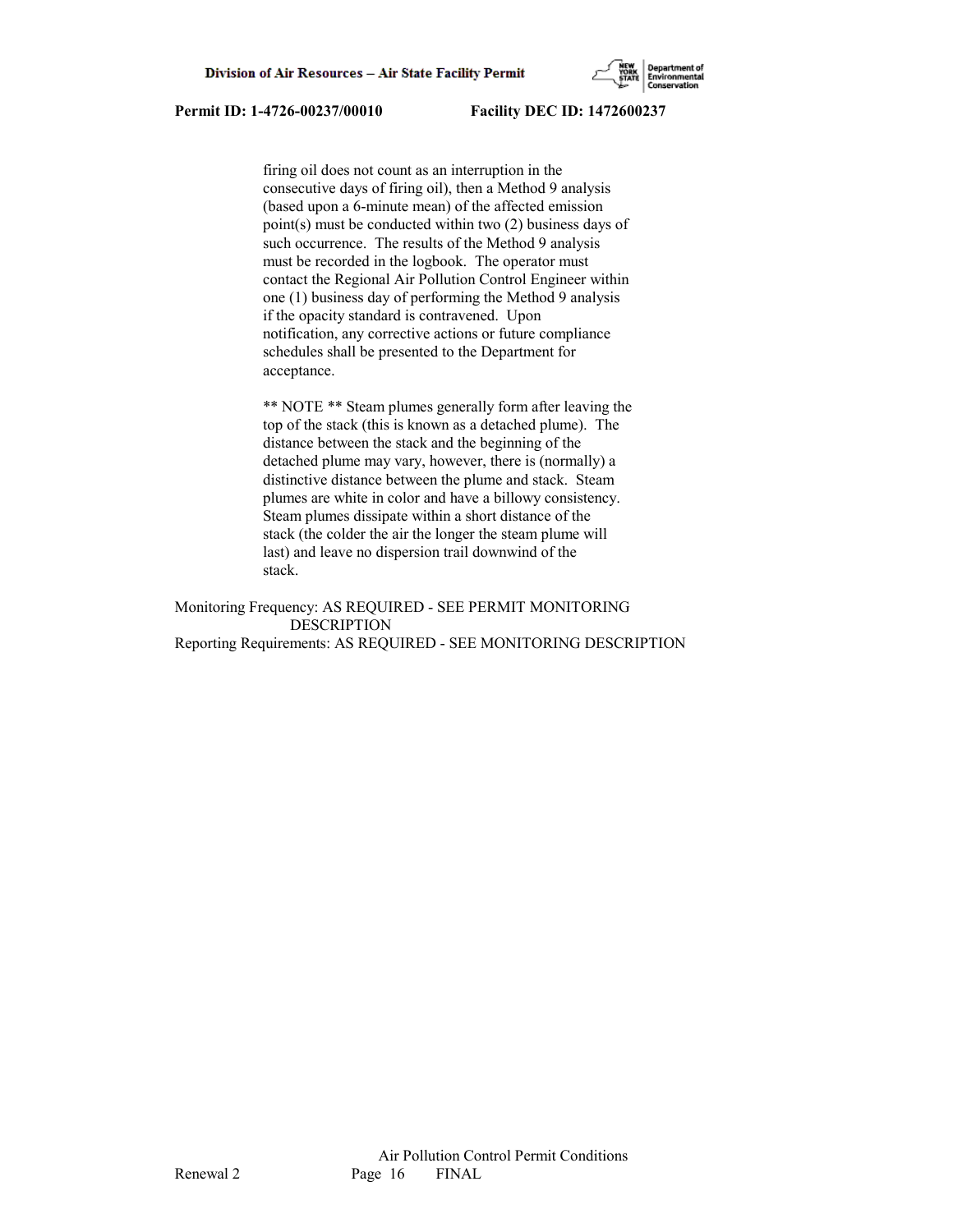firing oil does not count as an interruption in the consecutive days of firing oil), then a Method 9 analysis (based upon a 6-minute mean) of the affected emission point(s) must be conducted within two (2) business days of such occurrence. The results of the Method 9 analysis must be recorded in the logbook. The operator must contact the Regional Air Pollution Control Engineer within one (1) business day of performing the Method 9 analysis if the opacity standard is contravened. Upon notification, any corrective actions or future compliance schedules shall be presented to the Department for acceptance.

** NOTE ** Steam plumes generally form after leaving the top of the stack (this is known as a detached plume). The distance between the stack and the beginning of the detached plume may vary, however, there is (normally) a distinctive distance between the plume and stack. Steam plumes are white in color and have a billowy consistency. Steam plumes dissipate within a short distance of the stack (the colder the air the longer the steam plume will last) and leave no dispersion trail downwind of the stack.

Monitoring Frequency: AS REQUIRED - SEE PERMIT MONITORING DESCRIPTION
Reporting Requirements: AS REQUIRED - SEE MONITORING DESCRIPTION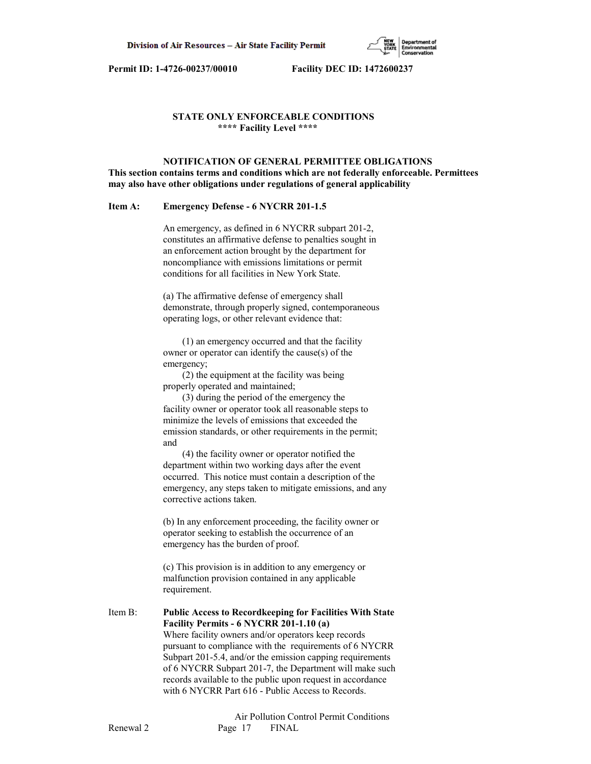**Permit ID: 1-4726-00237/00010 Facility DEC ID: 1472600237**

## STATE ONLY ENFORCEABLE CONDITIONS
### **** Facility Level ****

### NOTIFICATION OF GENERAL PERMITTEE OBLIGATIONS

**This section contains terms and conditions which are not federally enforceable. Permittees may also have other obligations under regulations of general applicability**

**Item A: Emergency Defense - 6 NYCRR 201-1.5**

An emergency, as defined in 6 NYCRR subpart 201-2, constitutes an affirmative defense to penalties sought in an enforcement action brought by the department for noncompliance with emissions limitations or permit conditions for all facilities in New York State.

(a) The affirmative defense of emergency shall demonstrate, through properly signed, contemporaneous operating logs, or other relevant evidence that:

(1) an emergency occurred and that the facility owner or operator can identify the cause(s) of the emergency;
(2) the equipment at the facility was being properly operated and maintained;
(3) during the period of the emergency the facility owner or operator took all reasonable steps to minimize the levels of emissions that exceeded the emission standards, or other requirements in the permit; and
(4) the facility owner or operator notified the department within two working days after the event occurred. This notice must contain a description of the emergency, any steps taken to mitigate emissions, and any corrective actions taken.

(b) In any enforcement proceeding, the facility owner or operator seeking to establish the occurrence of an emergency has the burden of proof.

(c) This provision is in addition to any emergency or malfunction provision contained in any applicable requirement.

Item B: **Public Access to Recordkeeping for Facilities With State Facility Permits - 6 NYCRR 201-1.10 (a)**

Where facility owners and/or operators keep records pursuant to compliance with the requirements of 6 NYCRR Subpart 201-5.4, and/or the emission capping requirements of 6 NYCRR Subpart 201-7, the Department will make such records available to the public upon request in accordance with 6 NYCRR Part 616 - Public Access to Records.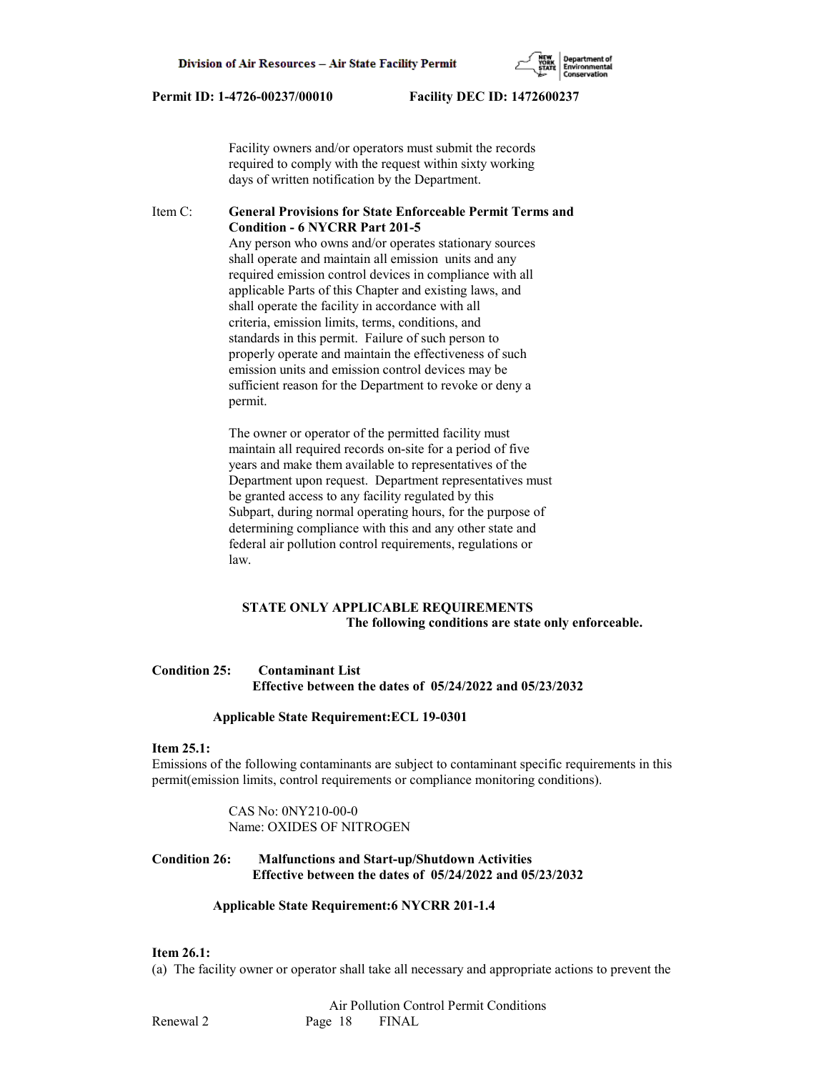Facility owners and/or operators must submit the records required to comply with the request within sixty working days of written notification by the Department.

Item C: **General Provisions for State Enforceable Permit Terms and Condition - 6 NYCRR Part 201-5**

Any person who owns and/or operates stationary sources shall operate and maintain all emission units and any required emission control devices in compliance with all applicable Parts of this Chapter and existing laws, and shall operate the facility in accordance with all criteria, emission limits, terms, conditions, and standards in this permit. Failure of such person to properly operate and maintain the effectiveness of such emission units and emission control devices may be sufficient reason for the Department to revoke or deny a permit.

The owner or operator of the permitted facility must maintain all required records on-site for a period of five years and make them available to representatives of the Department upon request. Department representatives must be granted access to any facility regulated by this Subpart, during normal operating hours, for the purpose of determining compliance with this and any other state and federal air pollution control requirements, regulations or law.

## STATE ONLY APPLICABLE REQUIREMENTS
**The following conditions are state only enforceable.**

**Condition 25: Contaminant List**
**Effective between the dates of 05/24/2022 and 05/23/2032**

**Applicable State Requirement:ECL 19-0301**

**Item 25.1:**
Emissions of the following contaminants are subject to contaminant specific requirements in this permit(emission limits, control requirements or compliance monitoring conditions).

CAS No: 0NY210-00-0
Name: OXIDES OF NITROGEN

**Condition 26: Malfunctions and Start-up/Shutdown Activities**
**Effective between the dates of 05/24/2022 and 05/23/2032**

**Applicable State Requirement:6 NYCRR 201-1.4**

**Item 26.1:**
(a) The facility owner or operator shall take all necessary and appropriate actions to prevent the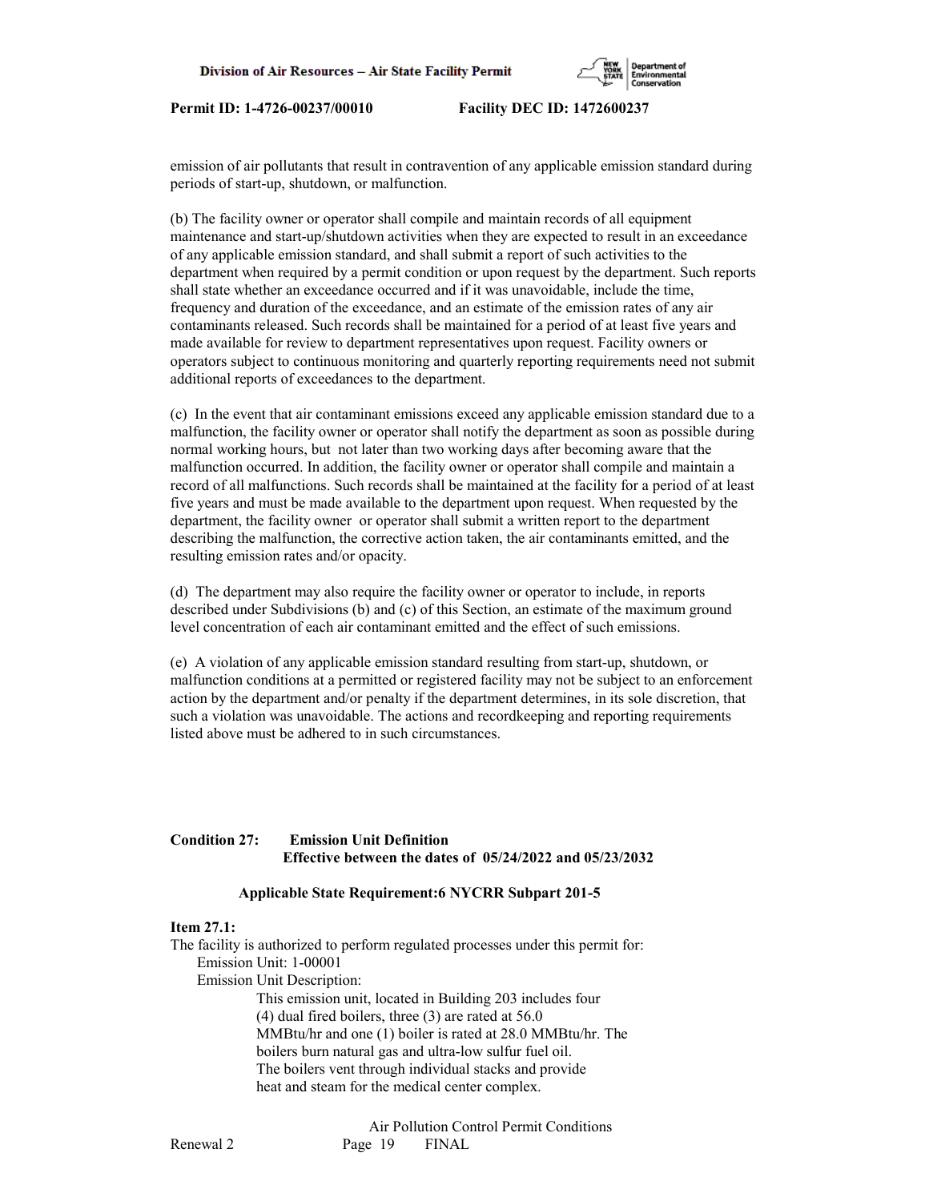emission of air pollutants that result in contravention of any applicable emission standard during periods of start-up, shutdown, or malfunction.

(b) The facility owner or operator shall compile and maintain records of all equipment maintenance and start-up/shutdown activities when they are expected to result in an exceedance of any applicable emission standard, and shall submit a report of such activities to the department when required by a permit condition or upon request by the department. Such reports shall state whether an exceedance occurred and if it was unavoidable, include the time, frequency and duration of the exceedance, and an estimate of the emission rates of any air contaminants released. Such records shall be maintained for a period of at least five years and made available for review to department representatives upon request. Facility owners or operators subject to continuous monitoring and quarterly reporting requirements need not submit additional reports of exceedances to the department.

(c) In the event that air contaminant emissions exceed any applicable emission standard due to a malfunction, the facility owner or operator shall notify the department as soon as possible during normal working hours, but not later than two working days after becoming aware that the malfunction occurred. In addition, the facility owner or operator shall compile and maintain a record of all malfunctions. Such records shall be maintained at the facility for a period of at least five years and must be made available to the department upon request. When requested by the department, the facility owner or operator shall submit a written report to the department describing the malfunction, the corrective action taken, the air contaminants emitted, and the resulting emission rates and/or opacity.

(d) The department may also require the facility owner or operator to include, in reports described under Subdivisions (b) and (c) of this Section, an estimate of the maximum ground level concentration of each air contaminant emitted and the effect of such emissions.

(e) A violation of any applicable emission standard resulting from start-up, shutdown, or malfunction conditions at a permitted or registered facility may not be subject to an enforcement action by the department and/or penalty if the department determines, in its sole discretion, that such a violation was unavoidable. The actions and recordkeeping and reporting requirements listed above must be adhered to in such circumstances.

**Condition 27: Emission Unit Definition**
**Effective between the dates of 05/24/2022 and 05/23/2032**

**Applicable State Requirement:6 NYCRR Subpart 201-5**

**Item 27.1:**
The facility is authorized to perform regulated processes under this permit for:
Emission Unit: 1-00001
Emission Unit Description:
This emission unit, located in Building 203 includes four (4) dual fired boilers, three (3) are rated at 56.0 MMBtu/hr and one (1) boiler is rated at 28.0 MMBtu/hr. The boilers burn natural gas and ultra-low sulfur fuel oil. The boilers vent through individual stacks and provide heat and steam for the medical center complex.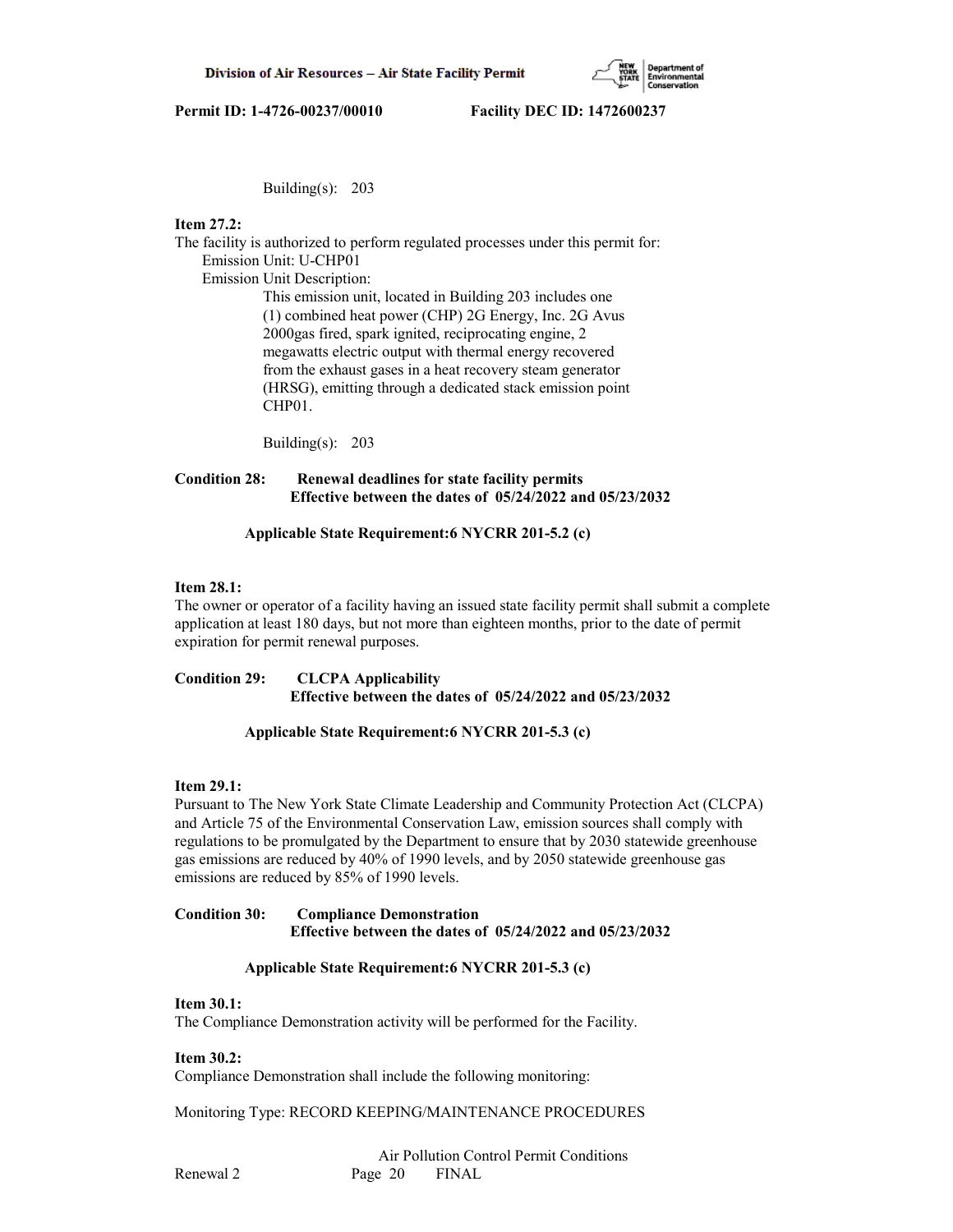Building(s): 203

**Item 27.2:**
The facility is authorized to perform regulated processes under this permit for:
Emission Unit: U-CHP01
Emission Unit Description:
This emission unit, located in Building 203 includes one (1) combined heat power (CHP) 2G Energy, Inc. 2G Avus 2000gas fired, spark ignited, reciprocating engine, 2 megawatts electric output with thermal energy recovered from the exhaust gases in a heat recovery steam generator (HRSG), emitting through a dedicated stack emission point CHP01.

Building(s): 203

**Condition 28: Renewal deadlines for state facility permits**
**Effective between the dates of 05/24/2022 and 05/23/2032**

**Applicable State Requirement:6 NYCRR 201-5.2 (c)**

**Item 28.1:**
The owner or operator of a facility having an issued state facility permit shall submit a complete application at least 180 days, but not more than eighteen months, prior to the date of permit expiration for permit renewal purposes.

**Condition 29: CLCPA Applicability**
**Effective between the dates of 05/24/2022 and 05/23/2032**

**Applicable State Requirement:6 NYCRR 201-5.3 (c)**

**Item 29.1:**
Pursuant to The New York State Climate Leadership and Community Protection Act (CLCPA) and Article 75 of the Environmental Conservation Law, emission sources shall comply with regulations to be promulgated by the Department to ensure that by 2030 statewide greenhouse gas emissions are reduced by 40% of 1990 levels, and by 2050 statewide greenhouse gas emissions are reduced by 85% of 1990 levels.

**Condition 30: Compliance Demonstration**
**Effective between the dates of 05/24/2022 and 05/23/2032**

**Applicable State Requirement:6 NYCRR 201-5.3 (c)**

**Item 30.1:**
The Compliance Demonstration activity will be performed for the Facility.

**Item 30.2:**
Compliance Demonstration shall include the following monitoring:

Monitoring Type: RECORD KEEPING/MAINTENANCE PROCEDURES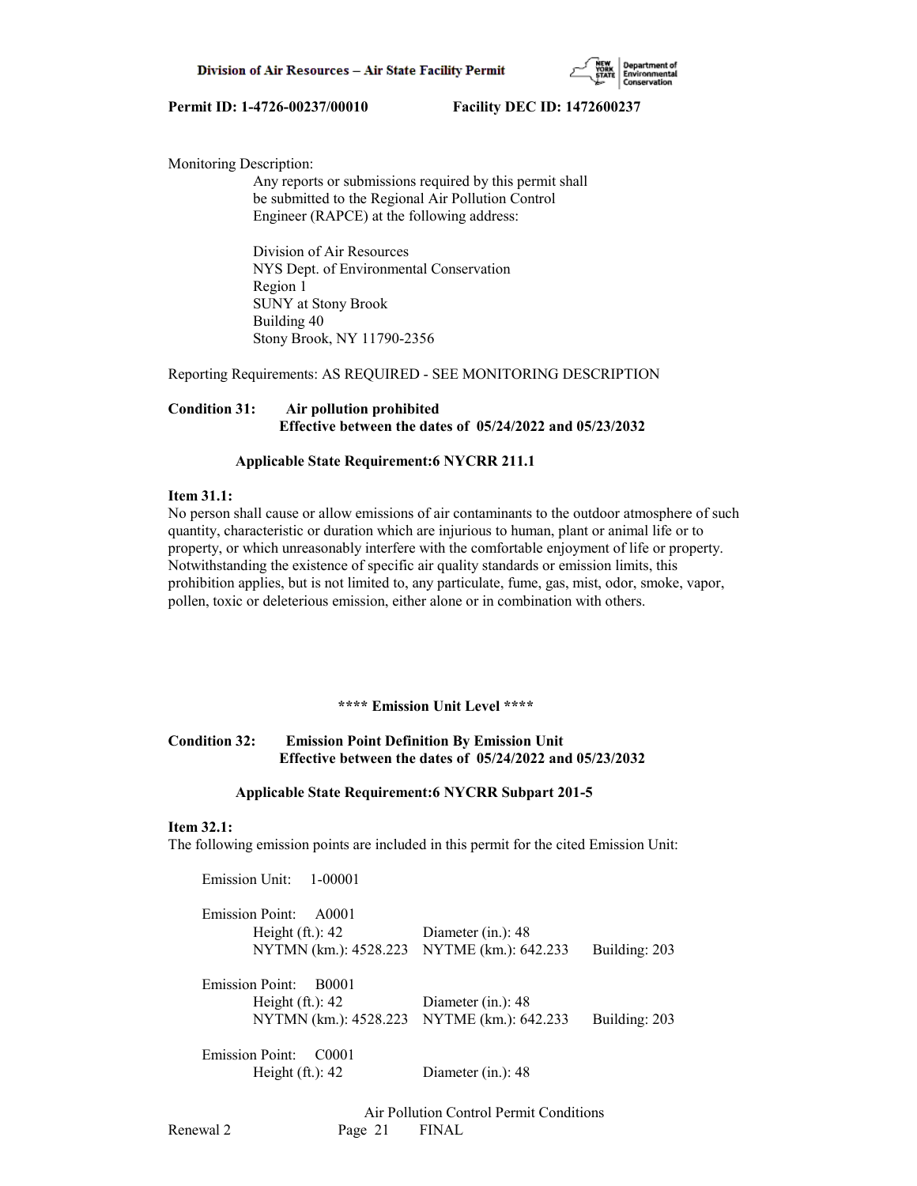Monitoring Description:

Any reports or submissions required by this permit shall be submitted to the Regional Air Pollution Control Engineer (RAPCE) at the following address:

Division of Air Resources
NYS Dept. of Environmental Conservation
Region 1
SUNY at Stony Brook
Building 40
Stony Brook, NY 11790-2356

Reporting Requirements: AS REQUIRED - SEE MONITORING DESCRIPTION

**Condition 31: Air pollution prohibited**
**Effective between the dates of 05/24/2022 and 05/23/2032**

**Applicable State Requirement:6 NYCRR 211.1**

**Item 31.1:**
No person shall cause or allow emissions of air contaminants to the outdoor atmosphere of such quantity, characteristic or duration which are injurious to human, plant or animal life or to property, or which unreasonably interfere with the comfortable enjoyment of life or property. Notwithstanding the existence of specific air quality standards or emission limits, this prohibition applies, but is not limited to, any particulate, fume, gas, mist, odor, smoke, vapor, pollen, toxic or deleterious emission, either alone or in combination with others.

**\*\*\*\* Emission Unit Level \*\*\*\***

**Condition 32: Emission Point Definition By Emission Unit**
**Effective between the dates of 05/24/2022 and 05/23/2032**

**Applicable State Requirement:6 NYCRR Subpart 201-5**

**Item 32.1:**
The following emission points are included in this permit for the cited Emission Unit:

Emission Unit: 1-00001

Emission Point: A0001
Height (ft.): 42 Diameter (in.): 48
NYTMN (km.): 4528.223 NYTME (km.): 642.233 Building: 203

Emission Point: B0001
Height (ft.): 42 Diameter (in.): 48
NYTMN (km.): 4528.223 NYTME (km.): 642.233 Building: 203

Emission Point: C0001
Height (ft.): 42 Diameter (in.): 48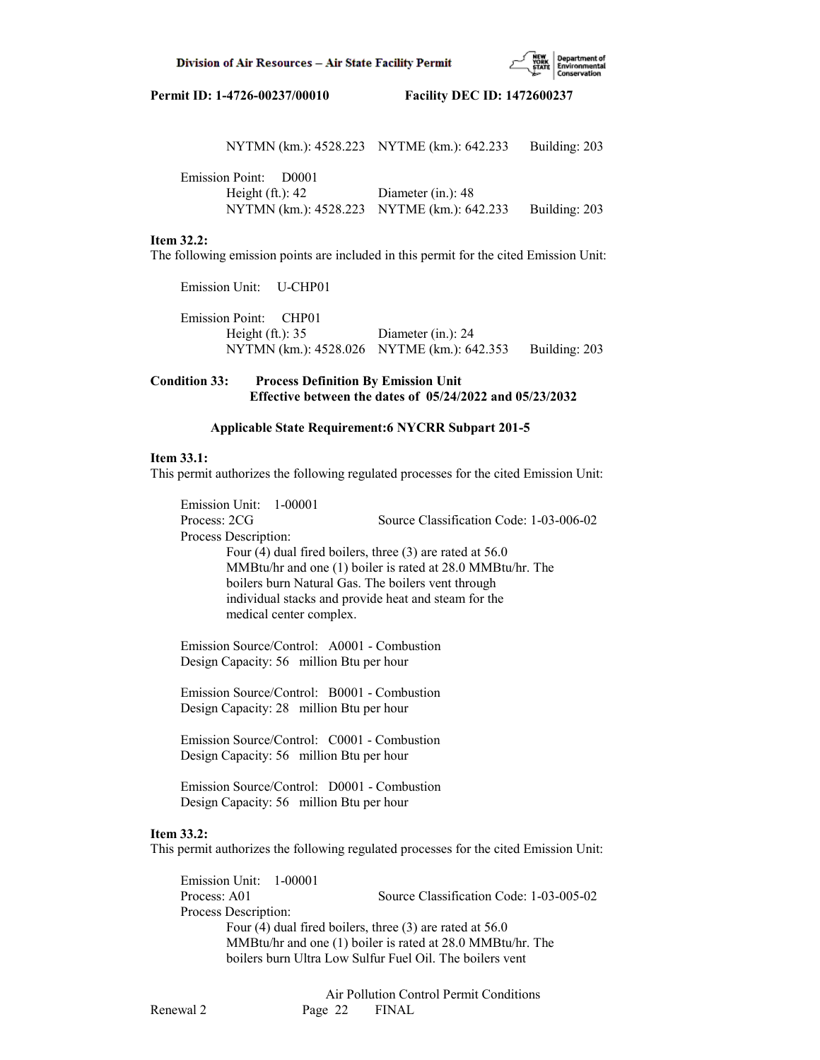NYTMN (km.): 4528.223 NYTME (km.): 642.233 Building: 203

Emission Point: D0001
Height (ft.): 42 Diameter (in.): 48
NYTMN (km.): 4528.223 NYTME (km.): 642.233 Building: 203

**Item 32.2:**
The following emission points are included in this permit for the cited Emission Unit:

Emission Unit: U-CHP01

Emission Point: CHP01
Height (ft.): 35 Diameter (in.): 24
NYTMN (km.): 4528.026 NYTME (km.): 642.353 Building: 203

**Condition 33: Process Definition By Emission Unit**
**Effective between the dates of 05/24/2022 and 05/23/2032**

**Applicable State Requirement:6 NYCRR Subpart 201-5**

**Item 33.1:**
This permit authorizes the following regulated processes for the cited Emission Unit:

Emission Unit: 1-00001
Process: 2CG Source Classification Code: 1-03-006-02
Process Description:
Four (4) dual fired boilers, three (3) are rated at 56.0 MMBtu/hr and one (1) boiler is rated at 28.0 MMBtu/hr. The boilers burn Natural Gas. The boilers vent through individual stacks and provide heat and steam for the medical center complex.

Emission Source/Control: A0001 - Combustion
Design Capacity: 56 million Btu per hour

Emission Source/Control: B0001 - Combustion
Design Capacity: 28 million Btu per hour

Emission Source/Control: C0001 - Combustion
Design Capacity: 56 million Btu per hour

Emission Source/Control: D0001 - Combustion
Design Capacity: 56 million Btu per hour

**Item 33.2:**
This permit authorizes the following regulated processes for the cited Emission Unit:

Emission Unit: 1-00001
Process: A01 Source Classification Code: 1-03-005-02
Process Description:
Four (4) dual fired boilers, three (3) are rated at 56.0 MMBtu/hr and one (1) boiler is rated at 28.0 MMBtu/hr. The boilers burn Ultra Low Sulfur Fuel Oil. The boilers vent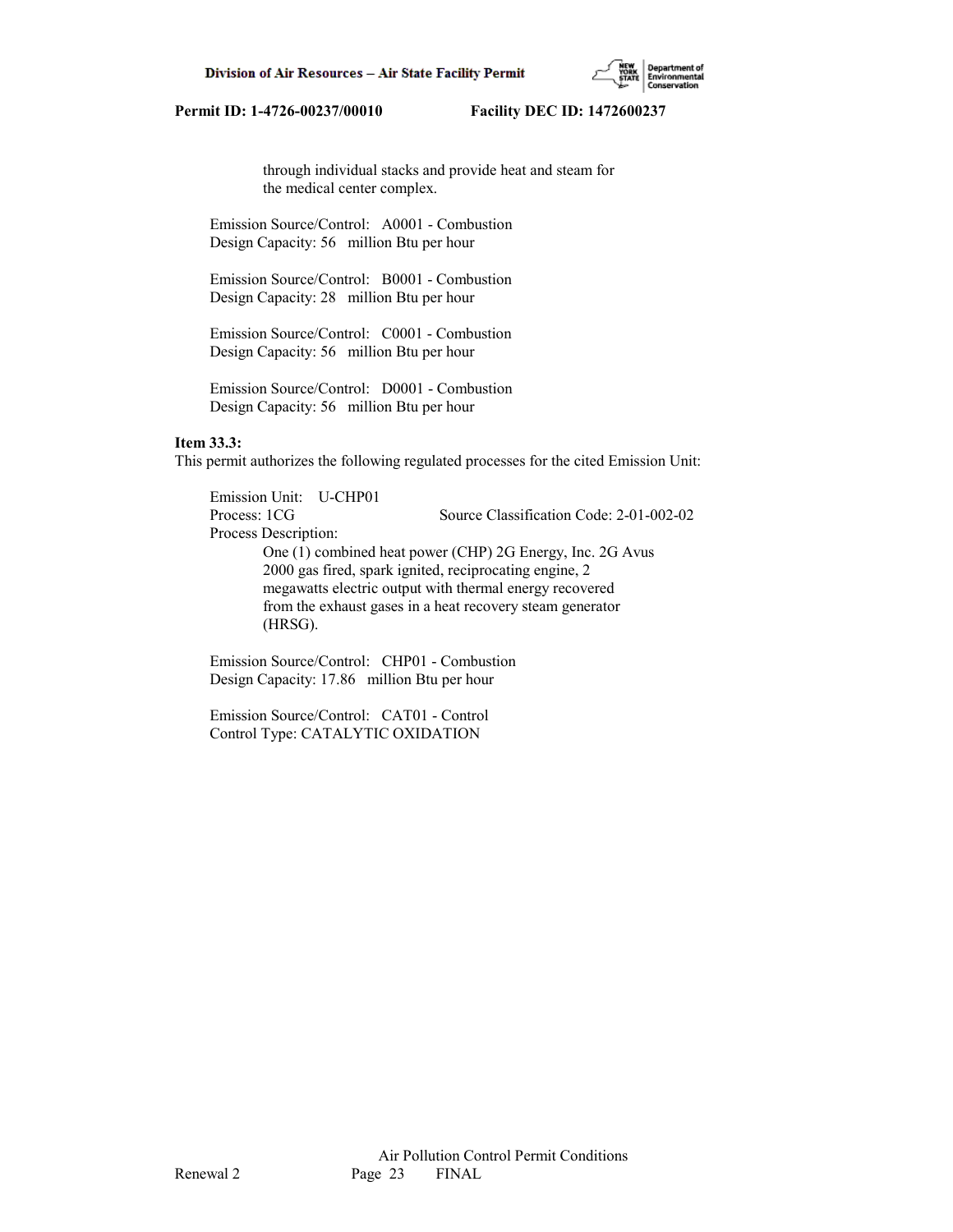through individual stacks and provide heat and steam for the medical center complex.

Emission Source/Control: A0001 - Combustion
Design Capacity: 56 million Btu per hour

Emission Source/Control: B0001 - Combustion
Design Capacity: 28 million Btu per hour

Emission Source/Control: C0001 - Combustion
Design Capacity: 56 million Btu per hour

Emission Source/Control: D0001 - Combustion
Design Capacity: 56 million Btu per hour

**Item 33.3:**
This permit authorizes the following regulated processes for the cited Emission Unit:

Emission Unit: U-CHP01
Process: 1CG Source Classification Code: 2-01-002-02
Process Description:
One (1) combined heat power (CHP) 2G Energy, Inc. 2G Avus 2000 gas fired, spark ignited, reciprocating engine, 2 megawatts electric output with thermal energy recovered from the exhaust gases in a heat recovery steam generator (HRSG).

Emission Source/Control: CHP01 - Combustion
Design Capacity: 17.86 million Btu per hour

Emission Source/Control: CAT01 - Control
Control Type: CATALYTIC OXIDATION